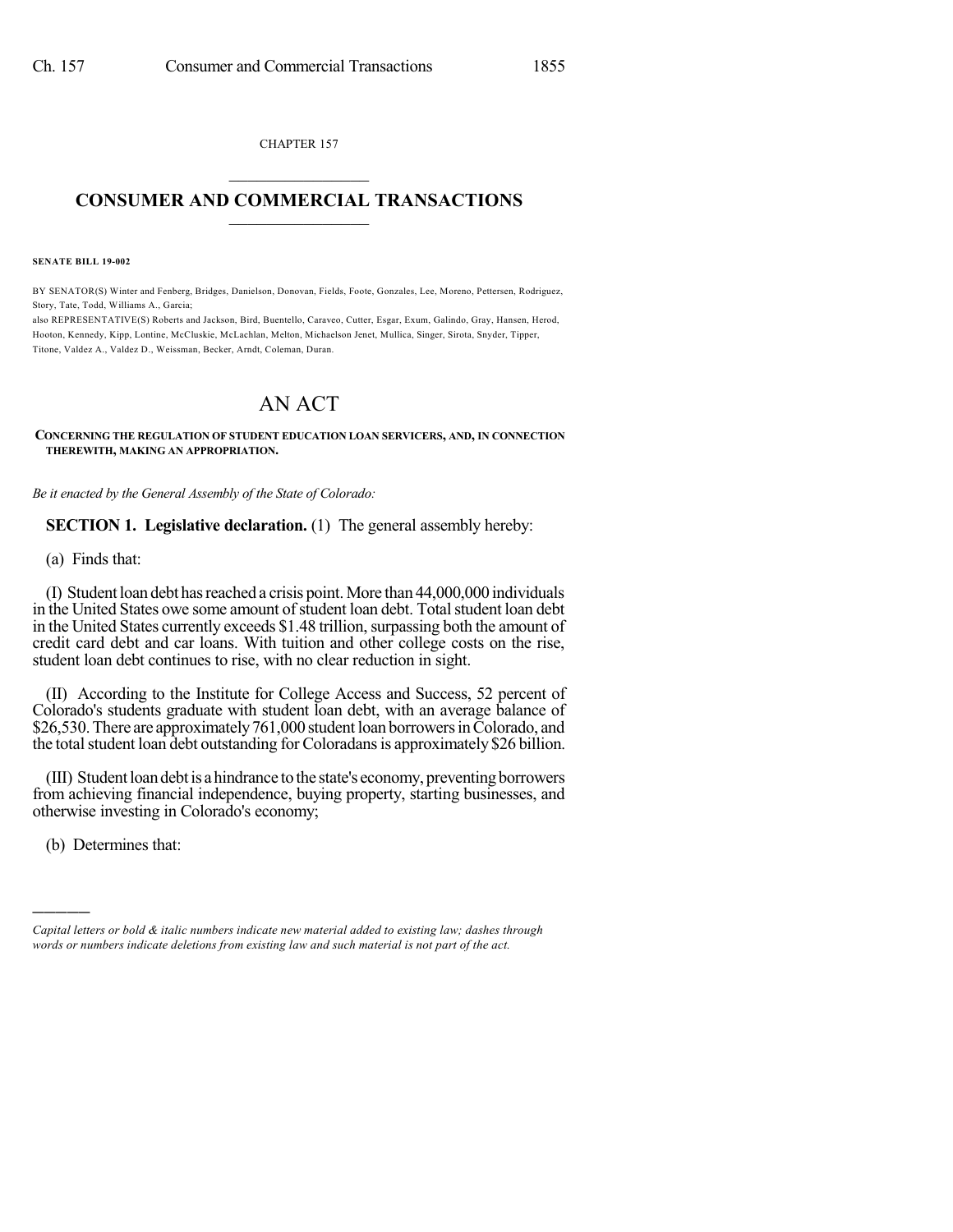CHAPTER 157

# CONSUMER AND COMMERCIAL TRANSACTIONS

**SENATE BILL 19-002**

BY SENATOR(S) Winter and Fenberg, Bridges, Danielson, Donovan, Fields, Foote, Gonzales, Lee, Moreno, Pettersen, Rodriguez, Story, Tate, Todd, Williams A., Garcia;
also REPRESENTATIVE(S) Roberts and Jackson, Bird, Buentello, Caraveo, Cutter, Esgar, Exum, Galindo, Gray, Hansen, Herod, Hooton, Kennedy, Kipp, Lontine, McCluskie, McLachlan, Melton, Michaelson Jenet, Mullica, Singer, Sirota, Snyder, Tipper, Titone, Valdez A., Valdez D., Weissman, Becker, Arndt, Coleman, Duran.

# AN ACT

**CONCERNING THE REGULATION OF STUDENT EDUCATION LOAN SERVICERS, AND, IN CONNECTION THEREWITH, MAKING AN APPROPRIATION.**

*Be it enacted by the General Assembly of the State of Colorado:*

**SECTION 1. Legislative declaration.** (1) The general assembly hereby:

(a) Finds that:

(I) Student loan debt has reached a crisis point. More than 44,000,000 individuals in the United States owe some amount of student loan debt. Total student loan debt in the United States currently exceeds $1.48 trillion, surpassing both the amount of credit card debt and car loans. With tuition and other college costs on the rise, student loan debt continues to rise, with no clear reduction in sight.

(II) According to the Institute for College Access and Success, 52 percent of Colorado's students graduate with student loan debt, with an average balance of $26,530. There are approximately 761,000 student loan borrowers in Colorado, and the total student loan debt outstanding for Coloradans is approximately $26 billion.

(III) Student loan debt is a hindrance to the state's economy, preventing borrowers from achieving financial independence, buying property, starting businesses, and otherwise investing in Colorado's economy;

(b) Determines that:

*Capital letters or bold & italic numbers indicate new material added to existing law; dashes through words or numbers indicate deletions from existing law and such material is not part of the act.*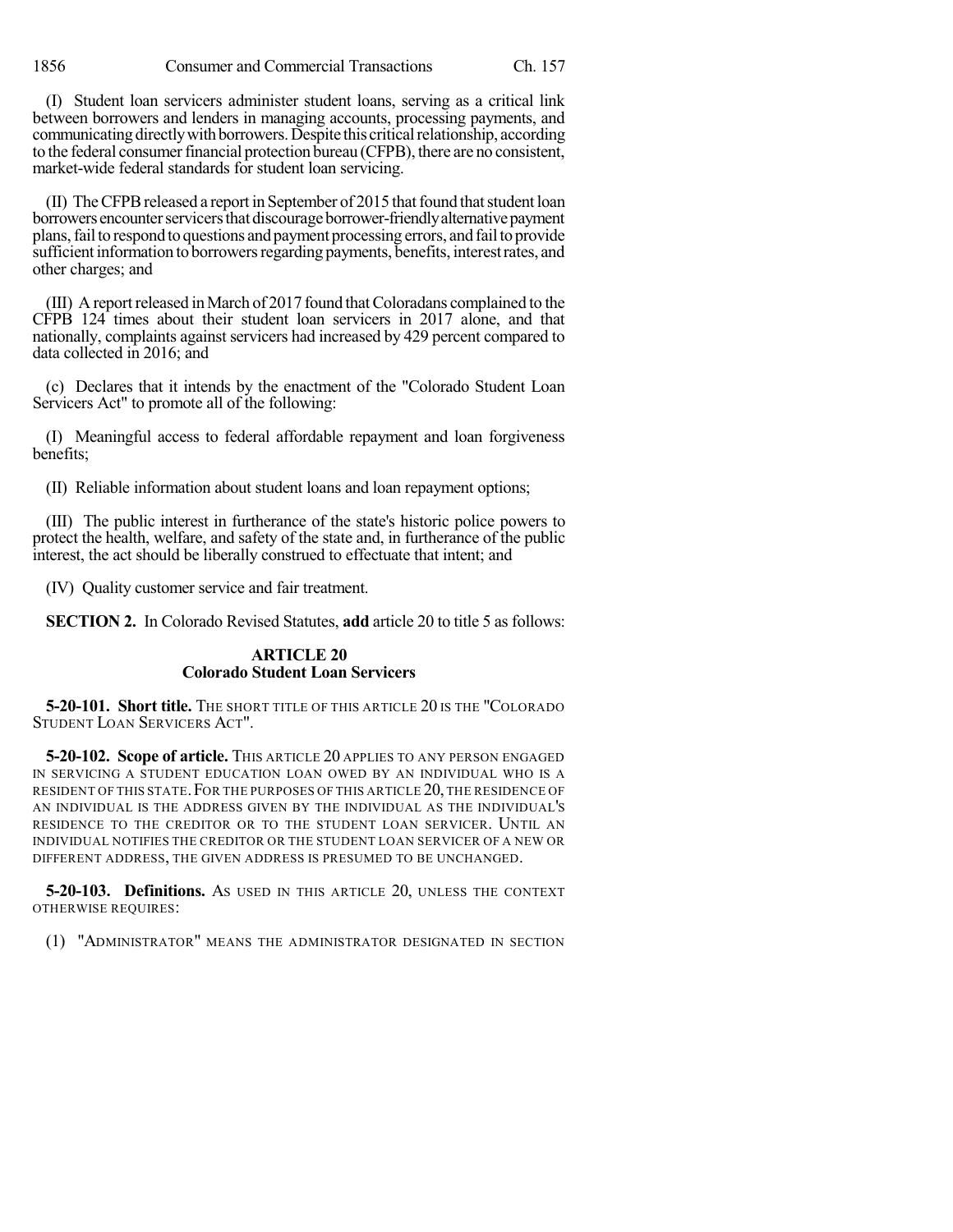(I) Student loan servicers administer student loans, serving as a critical link between borrowers and lenders in managing accounts, processing payments, and communicating directly with borrowers. Despite this critical relationship, according to the federal consumer financial protection bureau (CFPB), there are no consistent, market-wide federal standards for student loan servicing.

(II) The CFPB released a report in September of 2015 that found that student loan borrowers encounter servicers that discourage borrower-friendly alternative payment plans, fail to respond to questions and payment processing errors, and fail to provide sufficient information to borrowers regarding payments, benefits, interest rates, and other charges; and

(III) A report released in March of 2017 found that Coloradans complained to the CFPB 124 times about their student loan servicers in 2017 alone, and that nationally, complaints against servicers had increased by 429 percent compared to data collected in 2016; and

(c) Declares that it intends by the enactment of the "Colorado Student Loan Servicers Act" to promote all of the following:

(I) Meaningful access to federal affordable repayment and loan forgiveness benefits;

(II) Reliable information about student loans and loan repayment options;

(III) The public interest in furtherance of the state's historic police powers to protect the health, welfare, and safety of the state and, in furtherance of the public interest, the act should be liberally construed to effectuate that intent; and

(IV) Quality customer service and fair treatment.

**SECTION 2.** In Colorado Revised Statutes, **add** article 20 to title 5 as follows:

## ARTICLE 20
## Colorado Student Loan Servicers

**5-20-101. Short title.** THE SHORT TITLE OF THIS ARTICLE 20 IS THE "COLORADO STUDENT LOAN SERVICERS ACT".

**5-20-102. Scope of article.** THIS ARTICLE 20 APPLIES TO ANY PERSON ENGAGED IN SERVICING A STUDENT EDUCATION LOAN OWED BY AN INDIVIDUAL WHO IS A RESIDENT OF THIS STATE. FOR THE PURPOSES OF THIS ARTICLE 20, THE RESIDENCE OF AN INDIVIDUAL IS THE ADDRESS GIVEN BY THE INDIVIDUAL AS THE INDIVIDUAL'S RESIDENCE TO THE CREDITOR OR TO THE STUDENT LOAN SERVICER. UNTIL AN INDIVIDUAL NOTIFIES THE CREDITOR OR THE STUDENT LOAN SERVICER OF A NEW OR DIFFERENT ADDRESS, THE GIVEN ADDRESS IS PRESUMED TO BE UNCHANGED.

**5-20-103. Definitions.** AS USED IN THIS ARTICLE 20, UNLESS THE CONTEXT OTHERWISE REQUIRES:

(1) "ADMINISTRATOR" MEANS THE ADMINISTRATOR DESIGNATED IN SECTION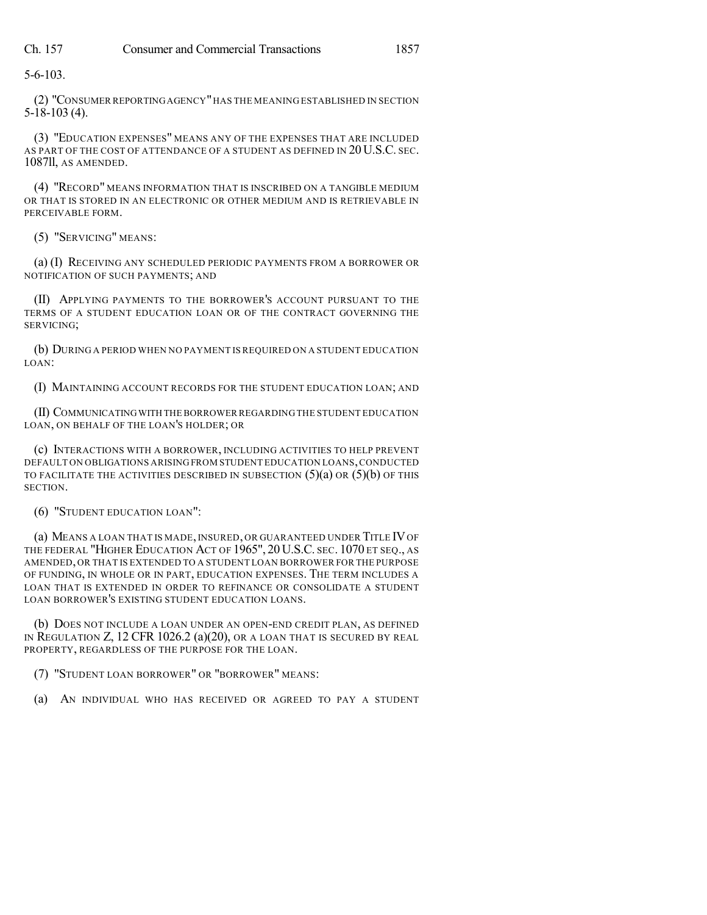5-6-103.

(2) "CONSUMER REPORTING AGENCY" HAS THE MEANING ESTABLISHED IN SECTION 5-18-103 (4).

(3) "EDUCATION EXPENSES" MEANS ANY OF THE EXPENSES THAT ARE INCLUDED AS PART OF THE COST OF ATTENDANCE OF A STUDENT AS DEFINED IN 20 U.S.C. SEC. 1087ll, AS AMENDED.

(4) "RECORD" MEANS INFORMATION THAT IS INSCRIBED ON A TANGIBLE MEDIUM OR THAT IS STORED IN AN ELECTRONIC OR OTHER MEDIUM AND IS RETRIEVABLE IN PERCEIVABLE FORM.

(5) "SERVICING" MEANS:

(a) (I) RECEIVING ANY SCHEDULED PERIODIC PAYMENTS FROM A BORROWER OR NOTIFICATION OF SUCH PAYMENTS; AND

(II) APPLYING PAYMENTS TO THE BORROWER'S ACCOUNT PURSUANT TO THE TERMS OF A STUDENT EDUCATION LOAN OR OF THE CONTRACT GOVERNING THE SERVICING;

(b) DURING A PERIOD WHEN NO PAYMENT IS REQUIRED ON A STUDENT EDUCATION LOAN:

(I) MAINTAINING ACCOUNT RECORDS FOR THE STUDENT EDUCATION LOAN; AND

(II) COMMUNICATING WITH THE BORROWER REGARDING THE STUDENT EDUCATION LOAN, ON BEHALF OF THE LOAN'S HOLDER; OR

(c) INTERACTIONS WITH A BORROWER, INCLUDING ACTIVITIES TO HELP PREVENT DEFAULT ON OBLIGATIONS ARISING FROM STUDENT EDUCATION LOANS, CONDUCTED TO FACILITATE THE ACTIVITIES DESCRIBED IN SUBSECTION (5)(a) OR (5)(b) OF THIS SECTION.

(6) "STUDENT EDUCATION LOAN":

(a) MEANS A LOAN THAT IS MADE, INSURED, OR GUARANTEED UNDER TITLE IV OF THE FEDERAL "HIGHER EDUCATION ACT OF 1965", 20 U.S.C. SEC. 1070 ET SEQ., AS AMENDED, OR THAT IS EXTENDED TO A STUDENT LOAN BORROWER FOR THE PURPOSE OF FUNDING, IN WHOLE OR IN PART, EDUCATION EXPENSES. THE TERM INCLUDES A LOAN THAT IS EXTENDED IN ORDER TO REFINANCE OR CONSOLIDATE A STUDENT LOAN BORROWER'S EXISTING STUDENT EDUCATION LOANS.

(b) DOES NOT INCLUDE A LOAN UNDER AN OPEN-END CREDIT PLAN, AS DEFINED IN REGULATION Z, 12 CFR 1026.2 (a)(20), OR A LOAN THAT IS SECURED BY REAL PROPERTY, REGARDLESS OF THE PURPOSE FOR THE LOAN.

(7) "STUDENT LOAN BORROWER" OR "BORROWER" MEANS:

(a) AN INDIVIDUAL WHO HAS RECEIVED OR AGREED TO PAY A STUDENT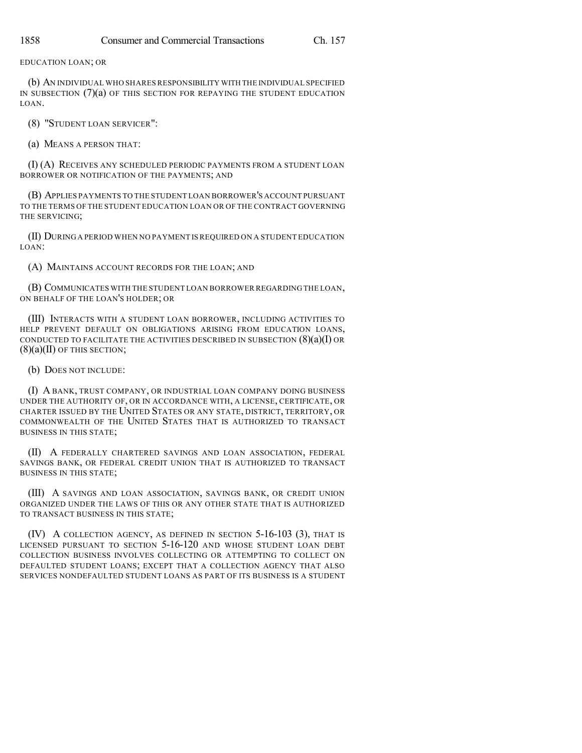EDUCATION LOAN; OR

(b) AN INDIVIDUAL WHO SHARES RESPONSIBILITY WITH THE INDIVIDUAL SPECIFIED IN SUBSECTION (7)(a) OF THIS SECTION FOR REPAYING THE STUDENT EDUCATION LOAN.

(8) "STUDENT LOAN SERVICER":

(a) MEANS A PERSON THAT:

(I) (A) RECEIVES ANY SCHEDULED PERIODIC PAYMENTS FROM A STUDENT LOAN BORROWER OR NOTIFICATION OF THE PAYMENTS; AND

(B) APPLIES PAYMENTS TO THE STUDENT LOAN BORROWER'S ACCOUNT PURSUANT TO THE TERMS OF THE STUDENT EDUCATION LOAN OR OF THE CONTRACT GOVERNING THE SERVICING;

(II) DURING A PERIOD WHEN NO PAYMENT IS REQUIRED ON A STUDENT EDUCATION LOAN:

(A) MAINTAINS ACCOUNT RECORDS FOR THE LOAN; AND

(B) COMMUNICATES WITH THE STUDENT LOAN BORROWER REGARDING THE LOAN, ON BEHALF OF THE LOAN'S HOLDER; OR

(III) INTERACTS WITH A STUDENT LOAN BORROWER, INCLUDING ACTIVITIES TO HELP PREVENT DEFAULT ON OBLIGATIONS ARISING FROM EDUCATION LOANS, CONDUCTED TO FACILITATE THE ACTIVITIES DESCRIBED IN SUBSECTION (8)(a)(I) OR (8)(a)(II) OF THIS SECTION;

(b) DOES NOT INCLUDE:

(I) A BANK, TRUST COMPANY, OR INDUSTRIAL LOAN COMPANY DOING BUSINESS UNDER THE AUTHORITY OF, OR IN ACCORDANCE WITH, A LICENSE, CERTIFICATE, OR CHARTER ISSUED BY THE UNITED STATES OR ANY STATE, DISTRICT, TERRITORY, OR COMMONWEALTH OF THE UNITED STATES THAT IS AUTHORIZED TO TRANSACT BUSINESS IN THIS STATE;

(II) A FEDERALLY CHARTERED SAVINGS AND LOAN ASSOCIATION, FEDERAL SAVINGS BANK, OR FEDERAL CREDIT UNION THAT IS AUTHORIZED TO TRANSACT BUSINESS IN THIS STATE;

(III) A SAVINGS AND LOAN ASSOCIATION, SAVINGS BANK, OR CREDIT UNION ORGANIZED UNDER THE LAWS OF THIS OR ANY OTHER STATE THAT IS AUTHORIZED TO TRANSACT BUSINESS IN THIS STATE;

(IV) A COLLECTION AGENCY, AS DEFINED IN SECTION 5-16-103 (3), THAT IS LICENSED PURSUANT TO SECTION 5-16-120 AND WHOSE STUDENT LOAN DEBT COLLECTION BUSINESS INVOLVES COLLECTING OR ATTEMPTING TO COLLECT ON DEFAULTED STUDENT LOANS; EXCEPT THAT A COLLECTION AGENCY THAT ALSO SERVICES NONDEFAULTED STUDENT LOANS AS PART OF ITS BUSINESS IS A STUDENT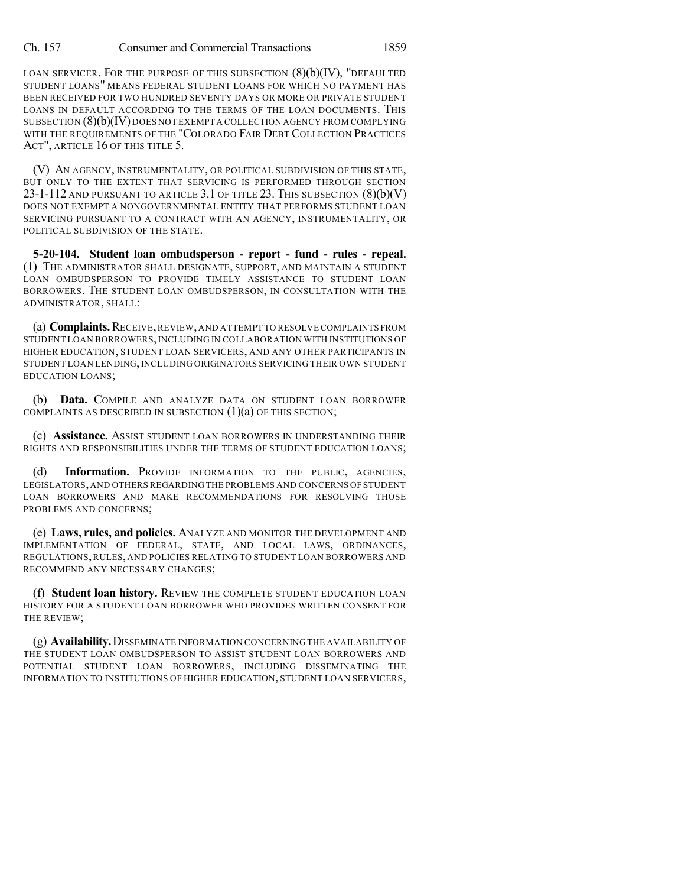LOAN SERVICER. FOR THE PURPOSE OF THIS SUBSECTION (8)(b)(IV), "DEFAULTED STUDENT LOANS" MEANS FEDERAL STUDENT LOANS FOR WHICH NO PAYMENT HAS BEEN RECEIVED FOR TWO HUNDRED SEVENTY DAYS OR MORE OR PRIVATE STUDENT LOANS IN DEFAULT ACCORDING TO THE TERMS OF THE LOAN DOCUMENTS. THIS SUBSECTION (8)(b)(IV) DOES NOT EXEMPT A COLLECTION AGENCY FROM COMPLYING WITH THE REQUIREMENTS OF THE "COLORADO FAIR DEBT COLLECTION PRACTICES ACT", ARTICLE 16 OF THIS TITLE 5.

(V) AN AGENCY, INSTRUMENTALITY, OR POLITICAL SUBDIVISION OF THIS STATE, BUT ONLY TO THE EXTENT THAT SERVICING IS PERFORMED THROUGH SECTION 23-1-112 AND PURSUANT TO ARTICLE 3.1 OF TITLE 23. THIS SUBSECTION (8)(b)(V) DOES NOT EXEMPT A NONGOVERNMENTAL ENTITY THAT PERFORMS STUDENT LOAN SERVICING PURSUANT TO A CONTRACT WITH AN AGENCY, INSTRUMENTALITY, OR POLITICAL SUBDIVISION OF THE STATE.

**5-20-104. Student loan ombudsperson - report - fund - rules - repeal.** (1) THE ADMINISTRATOR SHALL DESIGNATE, SUPPORT, AND MAINTAIN A STUDENT LOAN OMBUDSPERSON TO PROVIDE TIMELY ASSISTANCE TO STUDENT LOAN BORROWERS. THE STUDENT LOAN OMBUDSPERSON, IN CONSULTATION WITH THE ADMINISTRATOR, SHALL:

(a) **Complaints.** RECEIVE, REVIEW, AND ATTEMPT TO RESOLVE COMPLAINTS FROM STUDENT LOAN BORROWERS, INCLUDING IN COLLABORATION WITH INSTITUTIONS OF HIGHER EDUCATION, STUDENT LOAN SERVICERS, AND ANY OTHER PARTICIPANTS IN STUDENT LOAN LENDING, INCLUDING ORIGINATORS SERVICING THEIR OWN STUDENT EDUCATION LOANS;

(b) **Data.** COMPILE AND ANALYZE DATA ON STUDENT LOAN BORROWER COMPLAINTS AS DESCRIBED IN SUBSECTION (1)(a) OF THIS SECTION;

(c) **Assistance.** ASSIST STUDENT LOAN BORROWERS IN UNDERSTANDING THEIR RIGHTS AND RESPONSIBILITIES UNDER THE TERMS OF STUDENT EDUCATION LOANS;

(d) **Information.** PROVIDE INFORMATION TO THE PUBLIC, AGENCIES, LEGISLATORS, AND OTHERS REGARDING THE PROBLEMS AND CONCERNS OF STUDENT LOAN BORROWERS AND MAKE RECOMMENDATIONS FOR RESOLVING THOSE PROBLEMS AND CONCERNS;

(e) **Laws, rules, and policies.** ANALYZE AND MONITOR THE DEVELOPMENT AND IMPLEMENTATION OF FEDERAL, STATE, AND LOCAL LAWS, ORDINANCES, REGULATIONS, RULES, AND POLICIES RELATING TO STUDENT LOAN BORROWERS AND RECOMMEND ANY NECESSARY CHANGES;

(f) **Student loan history.** REVIEW THE COMPLETE STUDENT EDUCATION LOAN HISTORY FOR A STUDENT LOAN BORROWER WHO PROVIDES WRITTEN CONSENT FOR THE REVIEW;

(g) **Availability.** DISSEMINATE INFORMATION CONCERNING THE AVAILABILITY OF THE STUDENT LOAN OMBUDSPERSON TO ASSIST STUDENT LOAN BORROWERS AND POTENTIAL STUDENT LOAN BORROWERS, INCLUDING DISSEMINATING THE INFORMATION TO INSTITUTIONS OF HIGHER EDUCATION, STUDENT LOAN SERVICERS,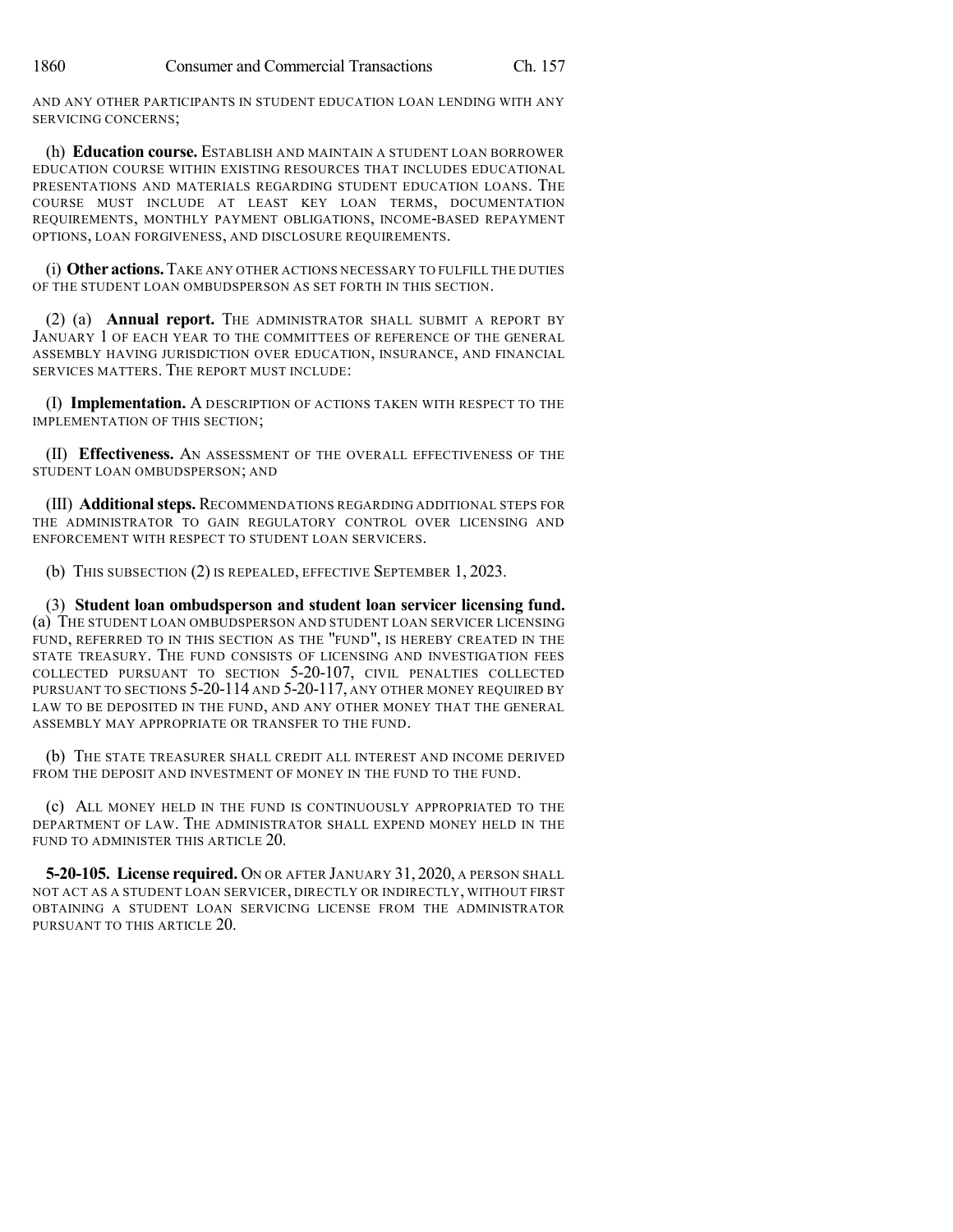AND ANY OTHER PARTICIPANTS IN STUDENT EDUCATION LOAN LENDING WITH ANY SERVICING CONCERNS;

(h) **Education course.** ESTABLISH AND MAINTAIN A STUDENT LOAN BORROWER EDUCATION COURSE WITHIN EXISTING RESOURCES THAT INCLUDES EDUCATIONAL PRESENTATIONS AND MATERIALS REGARDING STUDENT EDUCATION LOANS. THE COURSE MUST INCLUDE AT LEAST KEY LOAN TERMS, DOCUMENTATION REQUIREMENTS, MONTHLY PAYMENT OBLIGATIONS, INCOME-BASED REPAYMENT OPTIONS, LOAN FORGIVENESS, AND DISCLOSURE REQUIREMENTS.

(i) **Other actions.** TAKE ANY OTHER ACTIONS NECESSARY TO FULFILL THE DUTIES OF THE STUDENT LOAN OMBUDSPERSON AS SET FORTH IN THIS SECTION.

(2) (a) **Annual report.** THE ADMINISTRATOR SHALL SUBMIT A REPORT BY JANUARY 1 OF EACH YEAR TO THE COMMITTEES OF REFERENCE OF THE GENERAL ASSEMBLY HAVING JURISDICTION OVER EDUCATION, INSURANCE, AND FINANCIAL SERVICES MATTERS. THE REPORT MUST INCLUDE:

(I) **Implementation.** A DESCRIPTION OF ACTIONS TAKEN WITH RESPECT TO THE IMPLEMENTATION OF THIS SECTION;

(II) **Effectiveness.** AN ASSESSMENT OF THE OVERALL EFFECTIVENESS OF THE STUDENT LOAN OMBUDSPERSON; AND

(III) **Additional steps.** RECOMMENDATIONS REGARDING ADDITIONAL STEPS FOR THE ADMINISTRATOR TO GAIN REGULATORY CONTROL OVER LICENSING AND ENFORCEMENT WITH RESPECT TO STUDENT LOAN SERVICERS.

(b) THIS SUBSECTION (2) IS REPEALED, EFFECTIVE SEPTEMBER 1, 2023.

(3) **Student loan ombudsperson and student loan servicer licensing fund.** (a) THE STUDENT LOAN OMBUDSPERSON AND STUDENT LOAN SERVICER LICENSING FUND, REFERRED TO IN THIS SECTION AS THE "FUND", IS HEREBY CREATED IN THE STATE TREASURY. THE FUND CONSISTS OF LICENSING AND INVESTIGATION FEES COLLECTED PURSUANT TO SECTION 5-20-107, CIVIL PENALTIES COLLECTED PURSUANT TO SECTIONS 5-20-114 AND 5-20-117, ANY OTHER MONEY REQUIRED BY LAW TO BE DEPOSITED IN THE FUND, AND ANY OTHER MONEY THAT THE GENERAL ASSEMBLY MAY APPROPRIATE OR TRANSFER TO THE FUND.

(b) THE STATE TREASURER SHALL CREDIT ALL INTEREST AND INCOME DERIVED FROM THE DEPOSIT AND INVESTMENT OF MONEY IN THE FUND TO THE FUND.

(c) ALL MONEY HELD IN THE FUND IS CONTINUOUSLY APPROPRIATED TO THE DEPARTMENT OF LAW. THE ADMINISTRATOR SHALL EXPEND MONEY HELD IN THE FUND TO ADMINISTER THIS ARTICLE 20.

**5-20-105. License required.** ON OR AFTER JANUARY 31, 2020, A PERSON SHALL NOT ACT AS A STUDENT LOAN SERVICER, DIRECTLY OR INDIRECTLY, WITHOUT FIRST OBTAINING A STUDENT LOAN SERVICING LICENSE FROM THE ADMINISTRATOR PURSUANT TO THIS ARTICLE 20.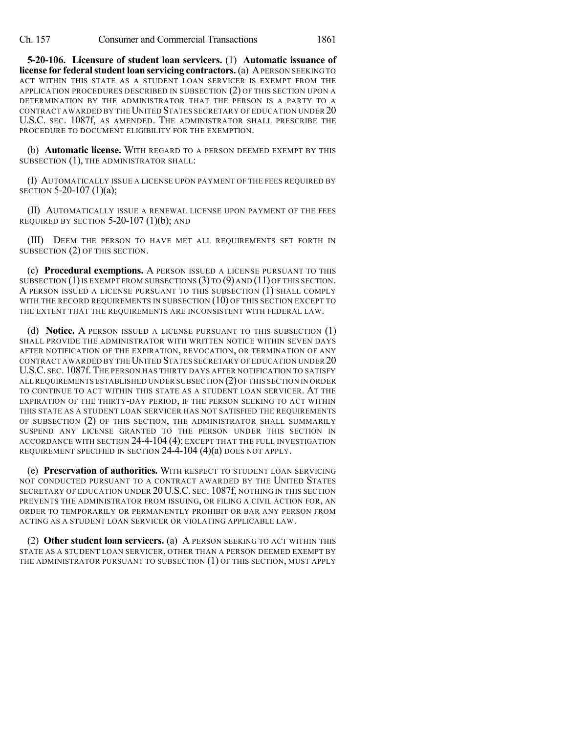**5-20-106. Licensure of student loan servicers.** (1) **Automatic issuance of license for federal student loan servicing contractors.** (a) A PERSON SEEKING TO ACT WITHIN THIS STATE AS A STUDENT LOAN SERVICER IS EXEMPT FROM THE APPLICATION PROCEDURES DESCRIBED IN SUBSECTION (2) OF THIS SECTION UPON A DETERMINATION BY THE ADMINISTRATOR THAT THE PERSON IS A PARTY TO A CONTRACT AWARDED BY THE UNITED STATES SECRETARY OF EDUCATION UNDER 20 U.S.C. SEC. 1087f, AS AMENDED. THE ADMINISTRATOR SHALL PRESCRIBE THE PROCEDURE TO DOCUMENT ELIGIBILITY FOR THE EXEMPTION.

(b) **Automatic license.** WITH REGARD TO A PERSON DEEMED EXEMPT BY THIS SUBSECTION (1), THE ADMINISTRATOR SHALL:

(I) AUTOMATICALLY ISSUE A LICENSE UPON PAYMENT OF THE FEES REQUIRED BY SECTION 5-20-107 (1)(a);

(II) AUTOMATICALLY ISSUE A RENEWAL LICENSE UPON PAYMENT OF THE FEES REQUIRED BY SECTION 5-20-107 (1)(b); AND

(III) DEEM THE PERSON TO HAVE MET ALL REQUIREMENTS SET FORTH IN SUBSECTION (2) OF THIS SECTION.

(c) **Procedural exemptions.** A PERSON ISSUED A LICENSE PURSUANT TO THIS SUBSECTION (1) IS EXEMPT FROM SUBSECTIONS (3) TO (9) AND (11) OF THIS SECTION. A PERSON ISSUED A LICENSE PURSUANT TO THIS SUBSECTION (1) SHALL COMPLY WITH THE RECORD REQUIREMENTS IN SUBSECTION (10) OF THIS SECTION EXCEPT TO THE EXTENT THAT THE REQUIREMENTS ARE INCONSISTENT WITH FEDERAL LAW.

(d) **Notice.** A PERSON ISSUED A LICENSE PURSUANT TO THIS SUBSECTION (1) SHALL PROVIDE THE ADMINISTRATOR WITH WRITTEN NOTICE WITHIN SEVEN DAYS AFTER NOTIFICATION OF THE EXPIRATION, REVOCATION, OR TERMINATION OF ANY CONTRACT AWARDED BY THE UNITED STATES SECRETARY OF EDUCATION UNDER 20 U.S.C. SEC. 1087f. THE PERSON HAS THIRTY DAYS AFTER NOTIFICATION TO SATISFY ALL REQUIREMENTS ESTABLISHED UNDER SUBSECTION (2) OF THIS SECTION IN ORDER TO CONTINUE TO ACT WITHIN THIS STATE AS A STUDENT LOAN SERVICER. AT THE EXPIRATION OF THE THIRTY-DAY PERIOD, IF THE PERSON SEEKING TO ACT WITHIN THIS STATE AS A STUDENT LOAN SERVICER HAS NOT SATISFIED THE REQUIREMENTS OF SUBSECTION (2) OF THIS SECTION, THE ADMINISTRATOR SHALL SUMMARILY SUSPEND ANY LICENSE GRANTED TO THE PERSON UNDER THIS SECTION IN ACCORDANCE WITH SECTION 24-4-104 (4); EXCEPT THAT THE FULL INVESTIGATION REQUIREMENT SPECIFIED IN SECTION 24-4-104 (4)(a) DOES NOT APPLY.

(e) **Preservation of authorities.** WITH RESPECT TO STUDENT LOAN SERVICING NOT CONDUCTED PURSUANT TO A CONTRACT AWARDED BY THE UNITED STATES SECRETARY OF EDUCATION UNDER 20 U.S.C. SEC. 1087f, NOTHING IN THIS SECTION PREVENTS THE ADMINISTRATOR FROM ISSUING, OR FILING A CIVIL ACTION FOR, AN ORDER TO TEMPORARILY OR PERMANENTLY PROHIBIT OR BAR ANY PERSON FROM ACTING AS A STUDENT LOAN SERVICER OR VIOLATING APPLICABLE LAW.

(2) **Other student loan servicers.** (a) A PERSON SEEKING TO ACT WITHIN THIS STATE AS A STUDENT LOAN SERVICER, OTHER THAN A PERSON DEEMED EXEMPT BY THE ADMINISTRATOR PURSUANT TO SUBSECTION (1) OF THIS SECTION, MUST APPLY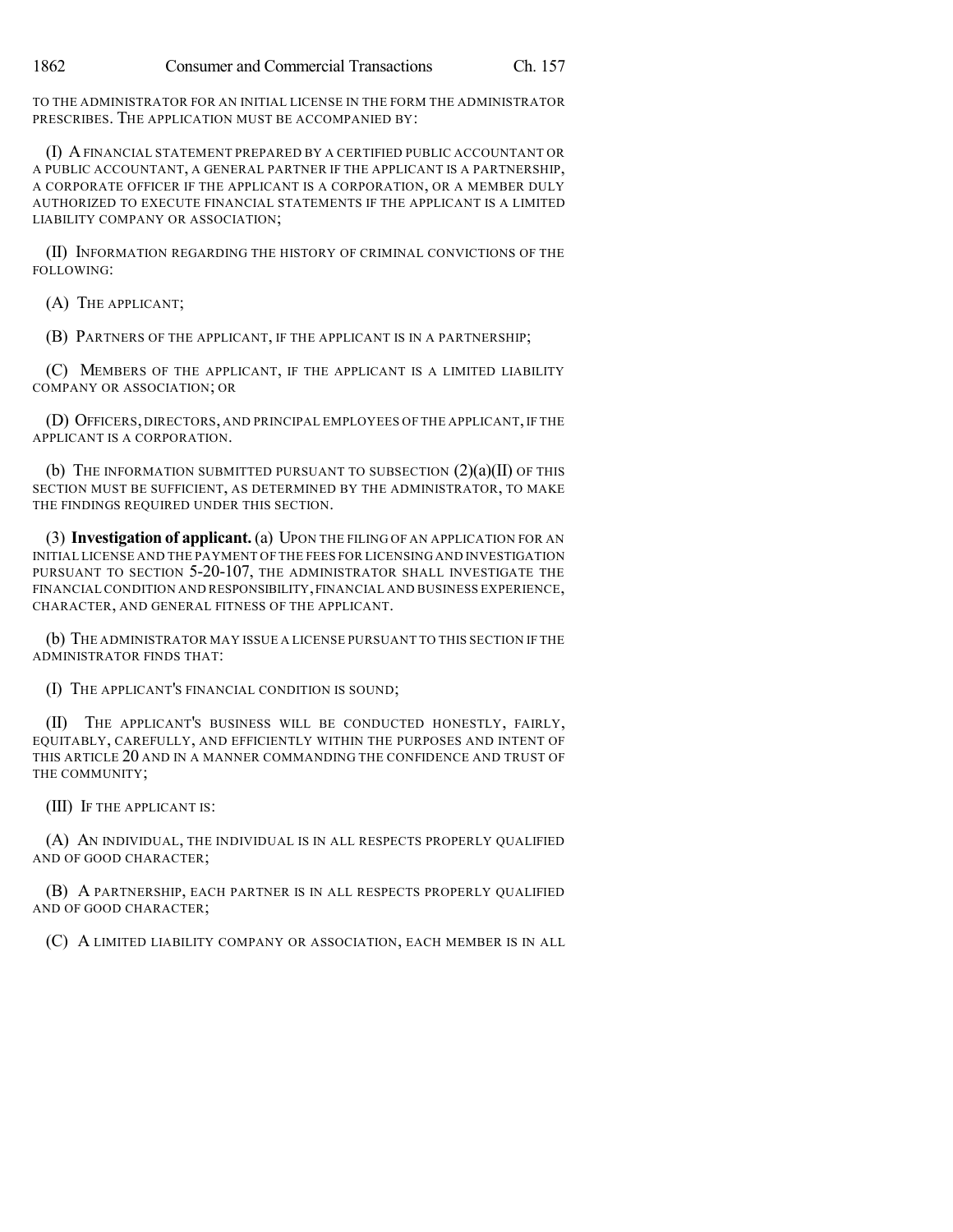TO THE ADMINISTRATOR FOR AN INITIAL LICENSE IN THE FORM THE ADMINISTRATOR PRESCRIBES. THE APPLICATION MUST BE ACCOMPANIED BY:

(I) A FINANCIAL STATEMENT PREPARED BY A CERTIFIED PUBLIC ACCOUNTANT OR A PUBLIC ACCOUNTANT, A GENERAL PARTNER IF THE APPLICANT IS A PARTNERSHIP, A CORPORATE OFFICER IF THE APPLICANT IS A CORPORATION, OR A MEMBER DULY AUTHORIZED TO EXECUTE FINANCIAL STATEMENTS IF THE APPLICANT IS A LIMITED LIABILITY COMPANY OR ASSOCIATION;

(II) INFORMATION REGARDING THE HISTORY OF CRIMINAL CONVICTIONS OF THE FOLLOWING:

(A) THE APPLICANT;

(B) PARTNERS OF THE APPLICANT, IF THE APPLICANT IS IN A PARTNERSHIP;

(C) MEMBERS OF THE APPLICANT, IF THE APPLICANT IS A LIMITED LIABILITY COMPANY OR ASSOCIATION; OR

(D) OFFICERS, DIRECTORS, AND PRINCIPAL EMPLOYEES OF THE APPLICANT, IF THE APPLICANT IS A CORPORATION.

(b) THE INFORMATION SUBMITTED PURSUANT TO SUBSECTION (2)(a)(II) OF THIS SECTION MUST BE SUFFICIENT, AS DETERMINED BY THE ADMINISTRATOR, TO MAKE THE FINDINGS REQUIRED UNDER THIS SECTION.

(3) **Investigation of applicant.** (a) UPON THE FILING OF AN APPLICATION FOR AN INITIAL LICENSE AND THE PAYMENT OF THE FEES FOR LICENSING AND INVESTIGATION PURSUANT TO SECTION 5-20-107, THE ADMINISTRATOR SHALL INVESTIGATE THE FINANCIAL CONDITION AND RESPONSIBILITY, FINANCIAL AND BUSINESS EXPERIENCE, CHARACTER, AND GENERAL FITNESS OF THE APPLICANT.

(b) THE ADMINISTRATOR MAY ISSUE A LICENSE PURSUANT TO THIS SECTION IF THE ADMINISTRATOR FINDS THAT:

(I) THE APPLICANT'S FINANCIAL CONDITION IS SOUND;

(II) THE APPLICANT'S BUSINESS WILL BE CONDUCTED HONESTLY, FAIRLY, EQUITABLY, CAREFULLY, AND EFFICIENTLY WITHIN THE PURPOSES AND INTENT OF THIS ARTICLE 20 AND IN A MANNER COMMANDING THE CONFIDENCE AND TRUST OF THE COMMUNITY;

(III) IF THE APPLICANT IS:

(A) AN INDIVIDUAL, THE INDIVIDUAL IS IN ALL RESPECTS PROPERLY QUALIFIED AND OF GOOD CHARACTER;

(B) A PARTNERSHIP, EACH PARTNER IS IN ALL RESPECTS PROPERLY QUALIFIED AND OF GOOD CHARACTER;

(C) A LIMITED LIABILITY COMPANY OR ASSOCIATION, EACH MEMBER IS IN ALL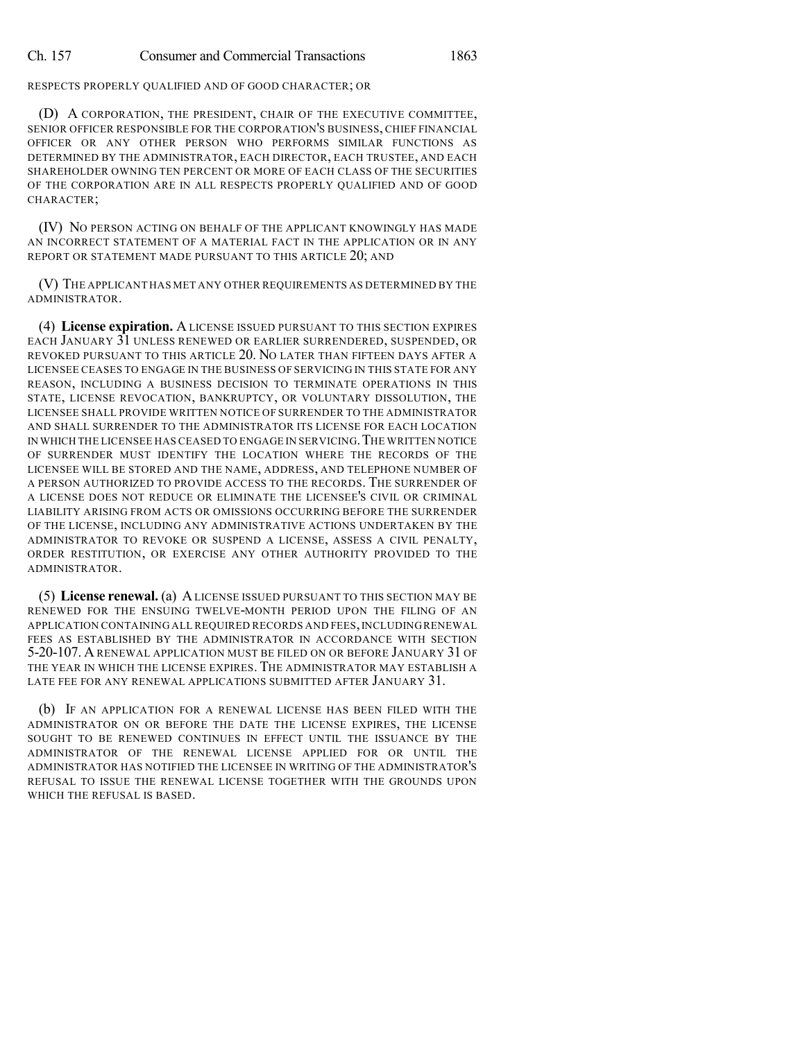RESPECTS PROPERLY QUALIFIED AND OF GOOD CHARACTER; OR

(D) A CORPORATION, THE PRESIDENT, CHAIR OF THE EXECUTIVE COMMITTEE, SENIOR OFFICER RESPONSIBLE FOR THE CORPORATION'S BUSINESS, CHIEF FINANCIAL OFFICER OR ANY OTHER PERSON WHO PERFORMS SIMILAR FUNCTIONS AS DETERMINED BY THE ADMINISTRATOR, EACH DIRECTOR, EACH TRUSTEE, AND EACH SHAREHOLDER OWNING TEN PERCENT OR MORE OF EACH CLASS OF THE SECURITIES OF THE CORPORATION ARE IN ALL RESPECTS PROPERLY QUALIFIED AND OF GOOD CHARACTER;

(IV) NO PERSON ACTING ON BEHALF OF THE APPLICANT KNOWINGLY HAS MADE AN INCORRECT STATEMENT OF A MATERIAL FACT IN THE APPLICATION OR IN ANY REPORT OR STATEMENT MADE PURSUANT TO THIS ARTICLE 20; AND

(V) THE APPLICANT HAS MET ANY OTHER REQUIREMENTS AS DETERMINED BY THE ADMINISTRATOR.

(4) **License expiration.** A LICENSE ISSUED PURSUANT TO THIS SECTION EXPIRES EACH JANUARY 31 UNLESS RENEWED OR EARLIER SURRENDERED, SUSPENDED, OR REVOKED PURSUANT TO THIS ARTICLE 20. NO LATER THAN FIFTEEN DAYS AFTER A LICENSEE CEASES TO ENGAGE IN THE BUSINESS OF SERVICING IN THIS STATE FOR ANY REASON, INCLUDING A BUSINESS DECISION TO TERMINATE OPERATIONS IN THIS STATE, LICENSE REVOCATION, BANKRUPTCY, OR VOLUNTARY DISSOLUTION, THE LICENSEE SHALL PROVIDE WRITTEN NOTICE OF SURRENDER TO THE ADMINISTRATOR AND SHALL SURRENDER TO THE ADMINISTRATOR ITS LICENSE FOR EACH LOCATION IN WHICH THE LICENSEE HAS CEASED TO ENGAGE IN SERVICING. THE WRITTEN NOTICE OF SURRENDER MUST IDENTIFY THE LOCATION WHERE THE RECORDS OF THE LICENSEE WILL BE STORED AND THE NAME, ADDRESS, AND TELEPHONE NUMBER OF A PERSON AUTHORIZED TO PROVIDE ACCESS TO THE RECORDS. THE SURRENDER OF A LICENSE DOES NOT REDUCE OR ELIMINATE THE LICENSEE'S CIVIL OR CRIMINAL LIABILITY ARISING FROM ACTS OR OMISSIONS OCCURRING BEFORE THE SURRENDER OF THE LICENSE, INCLUDING ANY ADMINISTRATIVE ACTIONS UNDERTAKEN BY THE ADMINISTRATOR TO REVOKE OR SUSPEND A LICENSE, ASSESS A CIVIL PENALTY, ORDER RESTITUTION, OR EXERCISE ANY OTHER AUTHORITY PROVIDED TO THE ADMINISTRATOR.

(5) **License renewal.** (a) A LICENSE ISSUED PURSUANT TO THIS SECTION MAY BE RENEWED FOR THE ENSUING TWELVE-MONTH PERIOD UPON THE FILING OF AN APPLICATION CONTAINING ALL REQUIRED RECORDS AND FEES, INCLUDING RENEWAL FEES AS ESTABLISHED BY THE ADMINISTRATOR IN ACCORDANCE WITH SECTION 5-20-107. A RENEWAL APPLICATION MUST BE FILED ON OR BEFORE JANUARY 31 OF THE YEAR IN WHICH THE LICENSE EXPIRES. THE ADMINISTRATOR MAY ESTABLISH A LATE FEE FOR ANY RENEWAL APPLICATIONS SUBMITTED AFTER JANUARY 31.

(b) IF AN APPLICATION FOR A RENEWAL LICENSE HAS BEEN FILED WITH THE ADMINISTRATOR ON OR BEFORE THE DATE THE LICENSE EXPIRES, THE LICENSE SOUGHT TO BE RENEWED CONTINUES IN EFFECT UNTIL THE ISSUANCE BY THE ADMINISTRATOR OF THE RENEWAL LICENSE APPLIED FOR OR UNTIL THE ADMINISTRATOR HAS NOTIFIED THE LICENSEE IN WRITING OF THE ADMINISTRATOR'S REFUSAL TO ISSUE THE RENEWAL LICENSE TOGETHER WITH THE GROUNDS UPON WHICH THE REFUSAL IS BASED.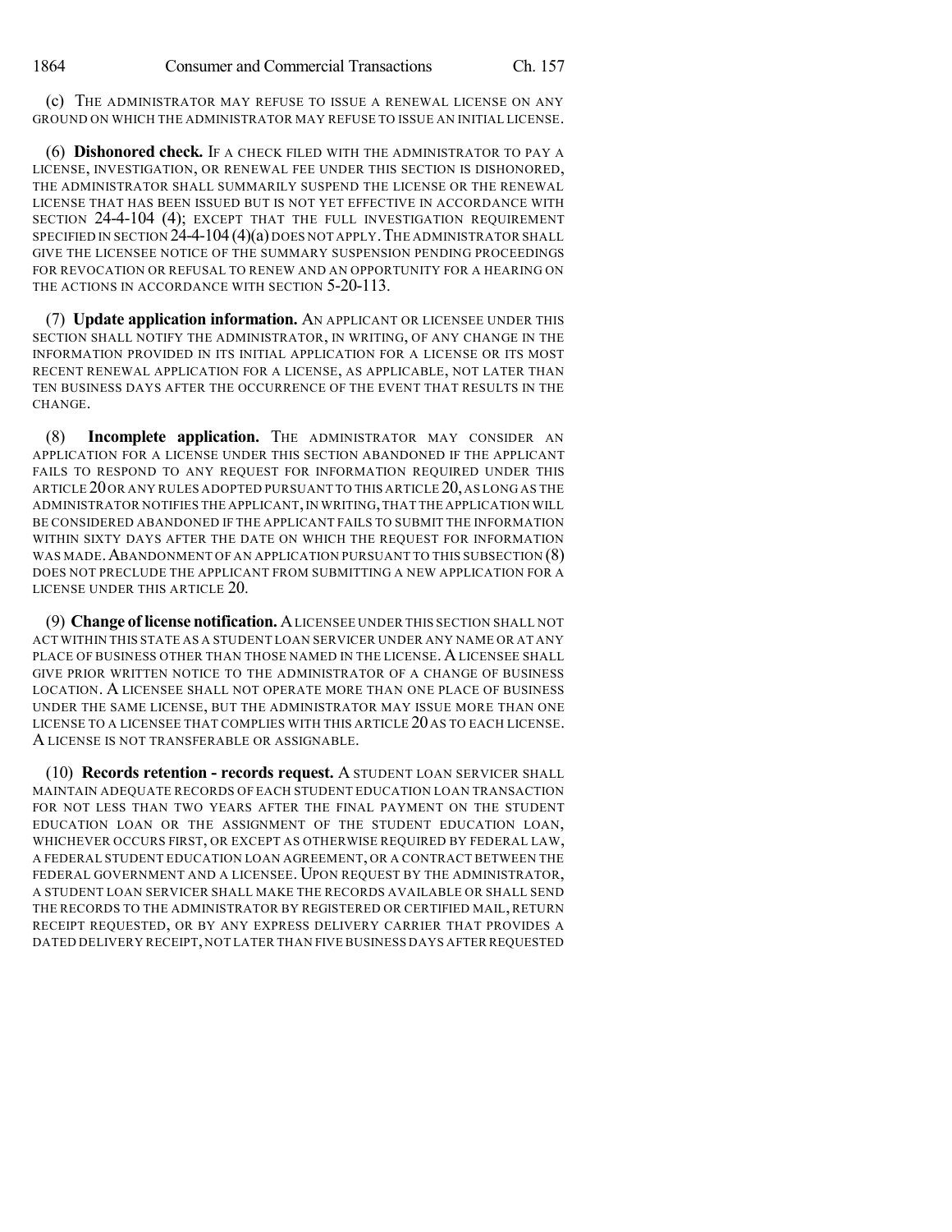(c) THE ADMINISTRATOR MAY REFUSE TO ISSUE A RENEWAL LICENSE ON ANY GROUND ON WHICH THE ADMINISTRATOR MAY REFUSE TO ISSUE AN INITIAL LICENSE.

(6) **Dishonored check.** IF A CHECK FILED WITH THE ADMINISTRATOR TO PAY A LICENSE, INVESTIGATION, OR RENEWAL FEE UNDER THIS SECTION IS DISHONORED, THE ADMINISTRATOR SHALL SUMMARILY SUSPEND THE LICENSE OR THE RENEWAL LICENSE THAT HAS BEEN ISSUED BUT IS NOT YET EFFECTIVE IN ACCORDANCE WITH SECTION 24-4-104 (4); EXCEPT THAT THE FULL INVESTIGATION REQUIREMENT SPECIFIED IN SECTION 24-4-104 (4)(a) DOES NOT APPLY. THE ADMINISTRATOR SHALL GIVE THE LICENSEE NOTICE OF THE SUMMARY SUSPENSION PENDING PROCEEDINGS FOR REVOCATION OR REFUSAL TO RENEW AND AN OPPORTUNITY FOR A HEARING ON THE ACTIONS IN ACCORDANCE WITH SECTION 5-20-113.

(7) **Update application information.** AN APPLICANT OR LICENSEE UNDER THIS SECTION SHALL NOTIFY THE ADMINISTRATOR, IN WRITING, OF ANY CHANGE IN THE INFORMATION PROVIDED IN ITS INITIAL APPLICATION FOR A LICENSE OR ITS MOST RECENT RENEWAL APPLICATION FOR A LICENSE, AS APPLICABLE, NOT LATER THAN TEN BUSINESS DAYS AFTER THE OCCURRENCE OF THE EVENT THAT RESULTS IN THE CHANGE.

(8) **Incomplete application.** THE ADMINISTRATOR MAY CONSIDER AN APPLICATION FOR A LICENSE UNDER THIS SECTION ABANDONED IF THE APPLICANT FAILS TO RESPOND TO ANY REQUEST FOR INFORMATION REQUIRED UNDER THIS ARTICLE 20 OR ANY RULES ADOPTED PURSUANT TO THIS ARTICLE 20, AS LONG AS THE ADMINISTRATOR NOTIFIES THE APPLICANT, IN WRITING, THAT THE APPLICATION WILL BE CONSIDERED ABANDONED IF THE APPLICANT FAILS TO SUBMIT THE INFORMATION WITHIN SIXTY DAYS AFTER THE DATE ON WHICH THE REQUEST FOR INFORMATION WAS MADE. ABANDONMENT OF AN APPLICATION PURSUANT TO THIS SUBSECTION (8) DOES NOT PRECLUDE THE APPLICANT FROM SUBMITTING A NEW APPLICATION FOR A LICENSE UNDER THIS ARTICLE 20.

(9) **Change of license notification.** A LICENSEE UNDER THIS SECTION SHALL NOT ACT WITHIN THIS STATE AS A STUDENT LOAN SERVICER UNDER ANY NAME OR AT ANY PLACE OF BUSINESS OTHER THAN THOSE NAMED IN THE LICENSE. A LICENSEE SHALL GIVE PRIOR WRITTEN NOTICE TO THE ADMINISTRATOR OF A CHANGE OF BUSINESS LOCATION. A LICENSEE SHALL NOT OPERATE MORE THAN ONE PLACE OF BUSINESS UNDER THE SAME LICENSE, BUT THE ADMINISTRATOR MAY ISSUE MORE THAN ONE LICENSE TO A LICENSEE THAT COMPLIES WITH THIS ARTICLE 20 AS TO EACH LICENSE. A LICENSE IS NOT TRANSFERABLE OR ASSIGNABLE.

(10) **Records retention - records request.** A STUDENT LOAN SERVICER SHALL MAINTAIN ADEQUATE RECORDS OF EACH STUDENT EDUCATION LOAN TRANSACTION FOR NOT LESS THAN TWO YEARS AFTER THE FINAL PAYMENT ON THE STUDENT EDUCATION LOAN OR THE ASSIGNMENT OF THE STUDENT EDUCATION LOAN, WHICHEVER OCCURS FIRST, OR EXCEPT AS OTHERWISE REQUIRED BY FEDERAL LAW, A FEDERAL STUDENT EDUCATION LOAN AGREEMENT, OR A CONTRACT BETWEEN THE FEDERAL GOVERNMENT AND A LICENSEE. UPON REQUEST BY THE ADMINISTRATOR, A STUDENT LOAN SERVICER SHALL MAKE THE RECORDS AVAILABLE OR SHALL SEND THE RECORDS TO THE ADMINISTRATOR BY REGISTERED OR CERTIFIED MAIL, RETURN RECEIPT REQUESTED, OR BY ANY EXPRESS DELIVERY CARRIER THAT PROVIDES A DATED DELIVERY RECEIPT, NOT LATER THAN FIVE BUSINESS DAYS AFTER REQUESTED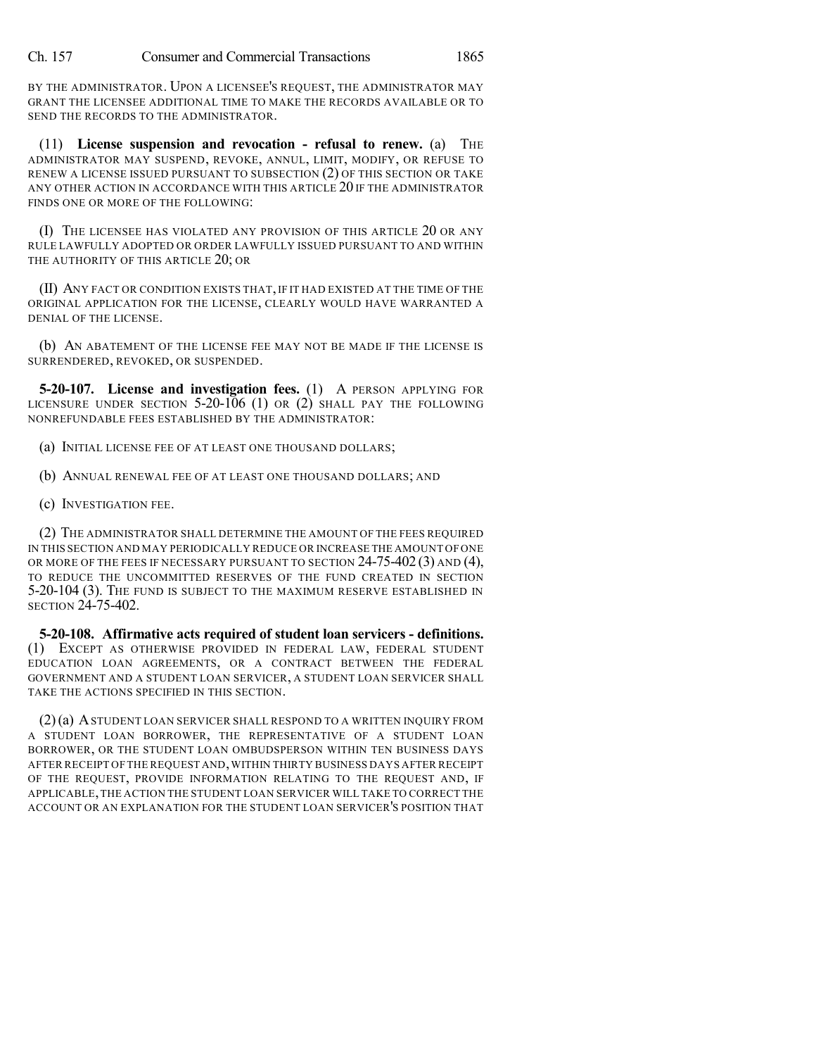BY THE ADMINISTRATOR. UPON A LICENSEE'S REQUEST, THE ADMINISTRATOR MAY GRANT THE LICENSEE ADDITIONAL TIME TO MAKE THE RECORDS AVAILABLE OR TO SEND THE RECORDS TO THE ADMINISTRATOR.

(11) **License suspension and revocation - refusal to renew.** (a) THE ADMINISTRATOR MAY SUSPEND, REVOKE, ANNUL, LIMIT, MODIFY, OR REFUSE TO RENEW A LICENSE ISSUED PURSUANT TO SUBSECTION (2) OF THIS SECTION OR TAKE ANY OTHER ACTION IN ACCORDANCE WITH THIS ARTICLE 20 IF THE ADMINISTRATOR FINDS ONE OR MORE OF THE FOLLOWING:

(I) THE LICENSEE HAS VIOLATED ANY PROVISION OF THIS ARTICLE 20 OR ANY RULE LAWFULLY ADOPTED OR ORDER LAWFULLY ISSUED PURSUANT TO AND WITHIN THE AUTHORITY OF THIS ARTICLE 20; OR

(II) ANY FACT OR CONDITION EXISTS THAT, IF IT HAD EXISTED AT THE TIME OF THE ORIGINAL APPLICATION FOR THE LICENSE, CLEARLY WOULD HAVE WARRANTED A DENIAL OF THE LICENSE.

(b) AN ABATEMENT OF THE LICENSE FEE MAY NOT BE MADE IF THE LICENSE IS SURRENDERED, REVOKED, OR SUSPENDED.

**5-20-107. License and investigation fees.** (1) A PERSON APPLYING FOR LICENSURE UNDER SECTION 5-20-106 (1) OR (2) SHALL PAY THE FOLLOWING NONREFUNDABLE FEES ESTABLISHED BY THE ADMINISTRATOR:

(a) INITIAL LICENSE FEE OF AT LEAST ONE THOUSAND DOLLARS;

(b) ANNUAL RENEWAL FEE OF AT LEAST ONE THOUSAND DOLLARS; AND

(c) INVESTIGATION FEE.

(2) THE ADMINISTRATOR SHALL DETERMINE THE AMOUNT OF THE FEES REQUIRED IN THIS SECTION AND MAY PERIODICALLY REDUCE OR INCREASE THE AMOUNT OF ONE OR MORE OF THE FEES IF NECESSARY PURSUANT TO SECTION 24-75-402 (3) AND (4), TO REDUCE THE UNCOMMITTED RESERVES OF THE FUND CREATED IN SECTION 5-20-104 (3). THE FUND IS SUBJECT TO THE MAXIMUM RESERVE ESTABLISHED IN SECTION 24-75-402.

**5-20-108. Affirmative acts required of student loan servicers - definitions.** (1) EXCEPT AS OTHERWISE PROVIDED IN FEDERAL LAW, FEDERAL STUDENT EDUCATION LOAN AGREEMENTS, OR A CONTRACT BETWEEN THE FEDERAL GOVERNMENT AND A STUDENT LOAN SERVICER, A STUDENT LOAN SERVICER SHALL TAKE THE ACTIONS SPECIFIED IN THIS SECTION.

(2) (a) A STUDENT LOAN SERVICER SHALL RESPOND TO A WRITTEN INQUIRY FROM A STUDENT LOAN BORROWER, THE REPRESENTATIVE OF A STUDENT LOAN BORROWER, OR THE STUDENT LOAN OMBUDSPERSON WITHIN TEN BUSINESS DAYS AFTER RECEIPT OF THE REQUEST AND, WITHIN THIRTY BUSINESS DAYS AFTER RECEIPT OF THE REQUEST, PROVIDE INFORMATION RELATING TO THE REQUEST AND, IF APPLICABLE, THE ACTION THE STUDENT LOAN SERVICER WILL TAKE TO CORRECT THE ACCOUNT OR AN EXPLANATION FOR THE STUDENT LOAN SERVICER'S POSITION THAT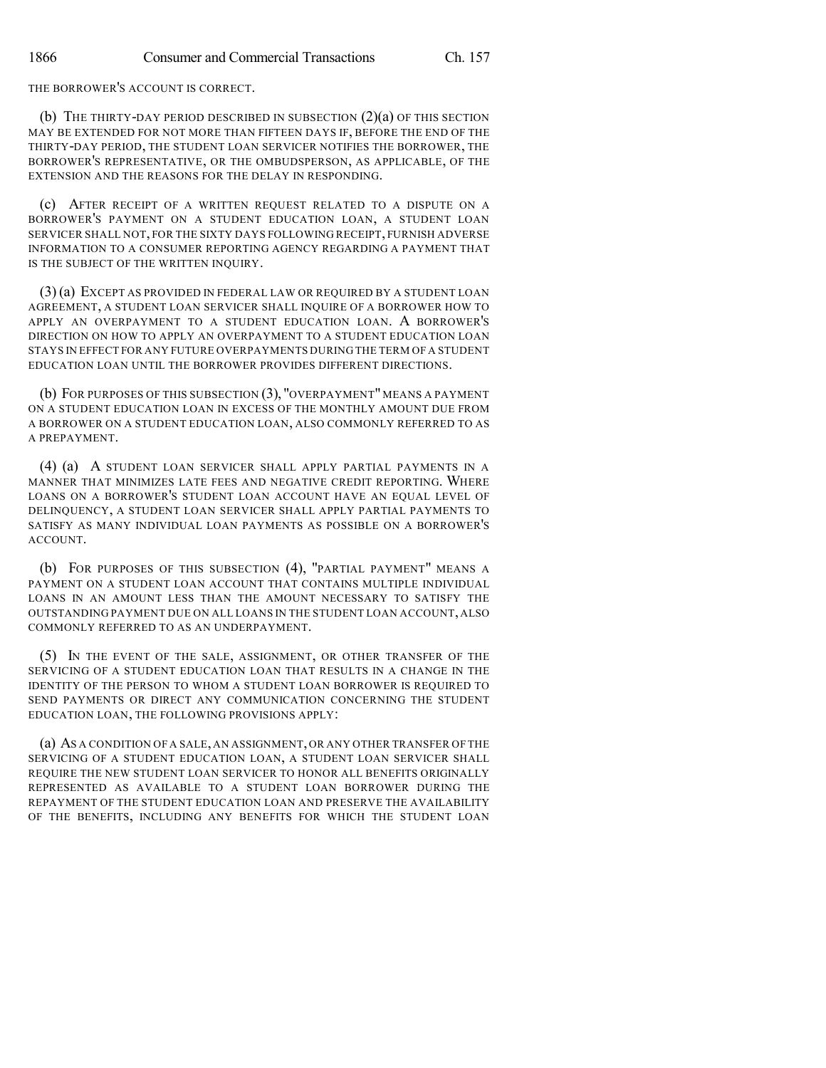THE BORROWER'S ACCOUNT IS CORRECT.

(b) THE THIRTY-DAY PERIOD DESCRIBED IN SUBSECTION (2)(a) OF THIS SECTION MAY BE EXTENDED FOR NOT MORE THAN FIFTEEN DAYS IF, BEFORE THE END OF THE THIRTY-DAY PERIOD, THE STUDENT LOAN SERVICER NOTIFIES THE BORROWER, THE BORROWER'S REPRESENTATIVE, OR THE OMBUDSPERSON, AS APPLICABLE, OF THE EXTENSION AND THE REASONS FOR THE DELAY IN RESPONDING.

(c) AFTER RECEIPT OF A WRITTEN REQUEST RELATED TO A DISPUTE ON A BORROWER'S PAYMENT ON A STUDENT EDUCATION LOAN, A STUDENT LOAN SERVICER SHALL NOT, FOR THE SIXTY DAYS FOLLOWING RECEIPT, FURNISH ADVERSE INFORMATION TO A CONSUMER REPORTING AGENCY REGARDING A PAYMENT THAT IS THE SUBJECT OF THE WRITTEN INQUIRY.

(3) (a) EXCEPT AS PROVIDED IN FEDERAL LAW OR REQUIRED BY A STUDENT LOAN AGREEMENT, A STUDENT LOAN SERVICER SHALL INQUIRE OF A BORROWER HOW TO APPLY AN OVERPAYMENT TO A STUDENT EDUCATION LOAN. A BORROWER'S DIRECTION ON HOW TO APPLY AN OVERPAYMENT TO A STUDENT EDUCATION LOAN STAYS IN EFFECT FOR ANY FUTURE OVERPAYMENTS DURING THE TERM OF A STUDENT EDUCATION LOAN UNTIL THE BORROWER PROVIDES DIFFERENT DIRECTIONS.

(b) FOR PURPOSES OF THIS SUBSECTION (3), "OVERPAYMENT" MEANS A PAYMENT ON A STUDENT EDUCATION LOAN IN EXCESS OF THE MONTHLY AMOUNT DUE FROM A BORROWER ON A STUDENT EDUCATION LOAN, ALSO COMMONLY REFERRED TO AS A PREPAYMENT.

(4) (a) A STUDENT LOAN SERVICER SHALL APPLY PARTIAL PAYMENTS IN A MANNER THAT MINIMIZES LATE FEES AND NEGATIVE CREDIT REPORTING. WHERE LOANS ON A BORROWER'S STUDENT LOAN ACCOUNT HAVE AN EQUAL LEVEL OF DELINQUENCY, A STUDENT LOAN SERVICER SHALL APPLY PARTIAL PAYMENTS TO SATISFY AS MANY INDIVIDUAL LOAN PAYMENTS AS POSSIBLE ON A BORROWER'S ACCOUNT.

(b) FOR PURPOSES OF THIS SUBSECTION (4), "PARTIAL PAYMENT" MEANS A PAYMENT ON A STUDENT LOAN ACCOUNT THAT CONTAINS MULTIPLE INDIVIDUAL LOANS IN AN AMOUNT LESS THAN THE AMOUNT NECESSARY TO SATISFY THE OUTSTANDING PAYMENT DUE ON ALL LOANS IN THE STUDENT LOAN ACCOUNT, ALSO COMMONLY REFERRED TO AS AN UNDERPAYMENT.

(5) IN THE EVENT OF THE SALE, ASSIGNMENT, OR OTHER TRANSFER OF THE SERVICING OF A STUDENT EDUCATION LOAN THAT RESULTS IN A CHANGE IN THE IDENTITY OF THE PERSON TO WHOM A STUDENT LOAN BORROWER IS REQUIRED TO SEND PAYMENTS OR DIRECT ANY COMMUNICATION CONCERNING THE STUDENT EDUCATION LOAN, THE FOLLOWING PROVISIONS APPLY:

(a) AS A CONDITION OF A SALE, AN ASSIGNMENT, OR ANY OTHER TRANSFER OF THE SERVICING OF A STUDENT EDUCATION LOAN, A STUDENT LOAN SERVICER SHALL REQUIRE THE NEW STUDENT LOAN SERVICER TO HONOR ALL BENEFITS ORIGINALLY REPRESENTED AS AVAILABLE TO A STUDENT LOAN BORROWER DURING THE REPAYMENT OF THE STUDENT EDUCATION LOAN AND PRESERVE THE AVAILABILITY OF THE BENEFITS, INCLUDING ANY BENEFITS FOR WHICH THE STUDENT LOAN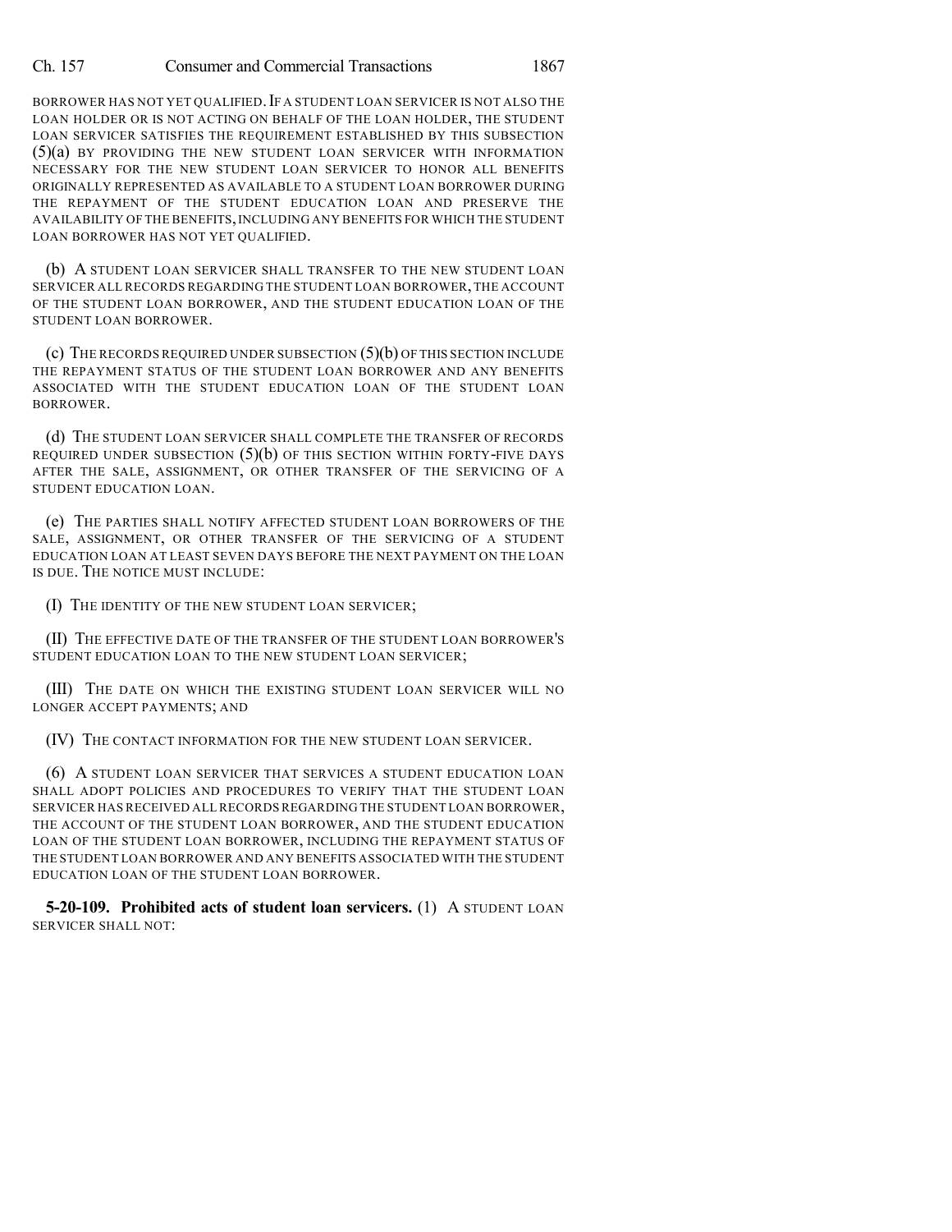BORROWER HAS NOT YET QUALIFIED. IF A STUDENT LOAN SERVICER IS NOT ALSO THE LOAN HOLDER OR IS NOT ACTING ON BEHALF OF THE LOAN HOLDER, THE STUDENT LOAN SERVICER SATISFIES THE REQUIREMENT ESTABLISHED BY THIS SUBSECTION (5)(a) BY PROVIDING THE NEW STUDENT LOAN SERVICER WITH INFORMATION NECESSARY FOR THE NEW STUDENT LOAN SERVICER TO HONOR ALL BENEFITS ORIGINALLY REPRESENTED AS AVAILABLE TO A STUDENT LOAN BORROWER DURING THE REPAYMENT OF THE STUDENT EDUCATION LOAN AND PRESERVE THE AVAILABILITY OF THE BENEFITS, INCLUDING ANY BENEFITS FOR WHICH THE STUDENT LOAN BORROWER HAS NOT YET QUALIFIED.

(b) A STUDENT LOAN SERVICER SHALL TRANSFER TO THE NEW STUDENT LOAN SERVICER ALL RECORDS REGARDING THE STUDENT LOAN BORROWER, THE ACCOUNT OF THE STUDENT LOAN BORROWER, AND THE STUDENT EDUCATION LOAN OF THE STUDENT LOAN BORROWER.

(c) THE RECORDS REQUIRED UNDER SUBSECTION (5)(b) OF THIS SECTION INCLUDE THE REPAYMENT STATUS OF THE STUDENT LOAN BORROWER AND ANY BENEFITS ASSOCIATED WITH THE STUDENT EDUCATION LOAN OF THE STUDENT LOAN BORROWER.

(d) THE STUDENT LOAN SERVICER SHALL COMPLETE THE TRANSFER OF RECORDS REQUIRED UNDER SUBSECTION (5)(b) OF THIS SECTION WITHIN FORTY-FIVE DAYS AFTER THE SALE, ASSIGNMENT, OR OTHER TRANSFER OF THE SERVICING OF A STUDENT EDUCATION LOAN.

(e) THE PARTIES SHALL NOTIFY AFFECTED STUDENT LOAN BORROWERS OF THE SALE, ASSIGNMENT, OR OTHER TRANSFER OF THE SERVICING OF A STUDENT EDUCATION LOAN AT LEAST SEVEN DAYS BEFORE THE NEXT PAYMENT ON THE LOAN IS DUE. THE NOTICE MUST INCLUDE:

(I) THE IDENTITY OF THE NEW STUDENT LOAN SERVICER;

(II) THE EFFECTIVE DATE OF THE TRANSFER OF THE STUDENT LOAN BORROWER'S STUDENT EDUCATION LOAN TO THE NEW STUDENT LOAN SERVICER;

(III) THE DATE ON WHICH THE EXISTING STUDENT LOAN SERVICER WILL NO LONGER ACCEPT PAYMENTS; AND

(IV) THE CONTACT INFORMATION FOR THE NEW STUDENT LOAN SERVICER.

(6) A STUDENT LOAN SERVICER THAT SERVICES A STUDENT EDUCATION LOAN SHALL ADOPT POLICIES AND PROCEDURES TO VERIFY THAT THE STUDENT LOAN SERVICER HAS RECEIVED ALL RECORDS REGARDING THE STUDENT LOAN BORROWER, THE ACCOUNT OF THE STUDENT LOAN BORROWER, AND THE STUDENT EDUCATION LOAN OF THE STUDENT LOAN BORROWER, INCLUDING THE REPAYMENT STATUS OF THE STUDENT LOAN BORROWER AND ANY BENEFITS ASSOCIATED WITH THE STUDENT EDUCATION LOAN OF THE STUDENT LOAN BORROWER.

**5-20-109. Prohibited acts of student loan servicers.** (1) A STUDENT LOAN SERVICER SHALL NOT: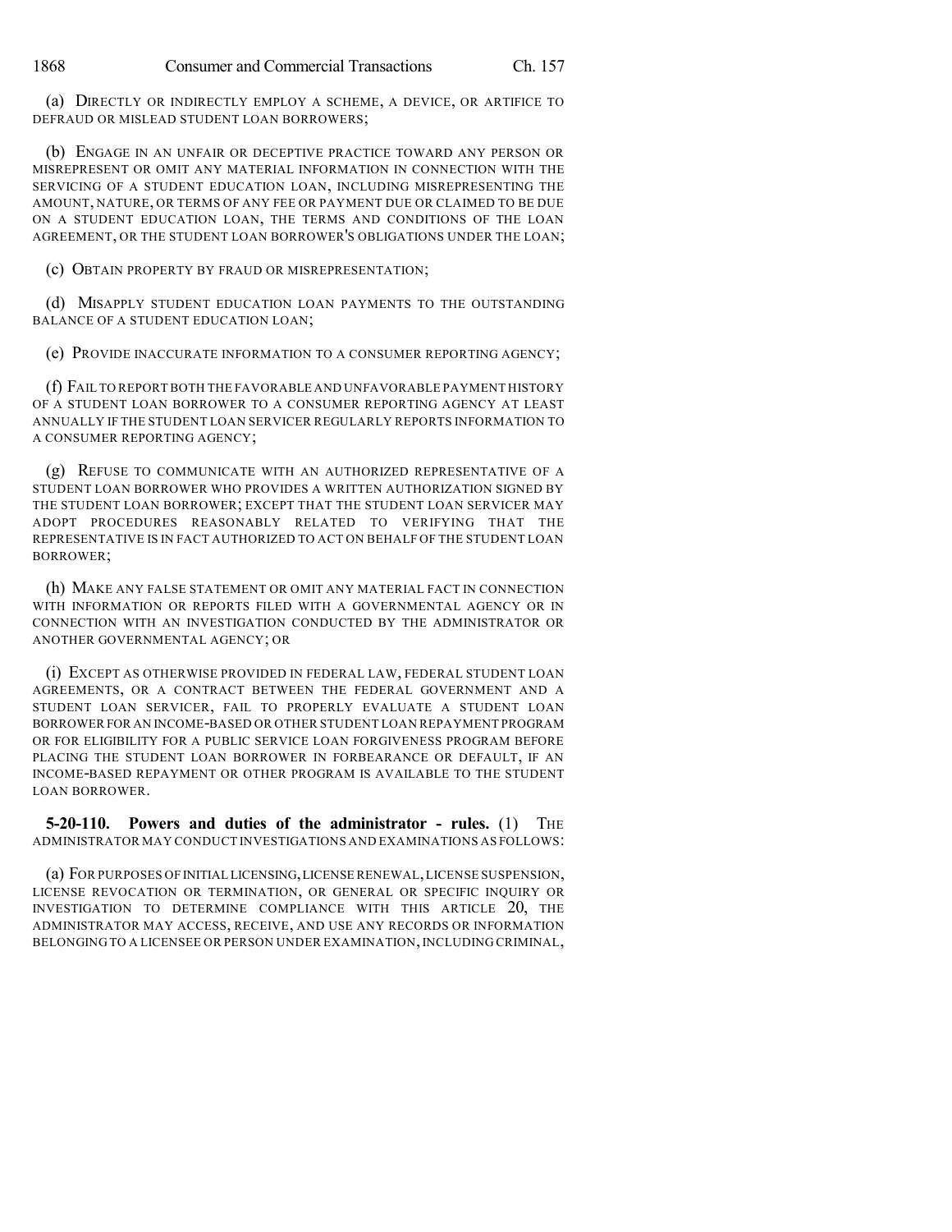(a) DIRECTLY OR INDIRECTLY EMPLOY A SCHEME, A DEVICE, OR ARTIFICE TO DEFRAUD OR MISLEAD STUDENT LOAN BORROWERS;

(b) ENGAGE IN AN UNFAIR OR DECEPTIVE PRACTICE TOWARD ANY PERSON OR MISREPRESENT OR OMIT ANY MATERIAL INFORMATION IN CONNECTION WITH THE SERVICING OF A STUDENT EDUCATION LOAN, INCLUDING MISREPRESENTING THE AMOUNT, NATURE, OR TERMS OF ANY FEE OR PAYMENT DUE OR CLAIMED TO BE DUE ON A STUDENT EDUCATION LOAN, THE TERMS AND CONDITIONS OF THE LOAN AGREEMENT, OR THE STUDENT LOAN BORROWER'S OBLIGATIONS UNDER THE LOAN;

(c) OBTAIN PROPERTY BY FRAUD OR MISREPRESENTATION;

(d) MISAPPLY STUDENT EDUCATION LOAN PAYMENTS TO THE OUTSTANDING BALANCE OF A STUDENT EDUCATION LOAN;

(e) PROVIDE INACCURATE INFORMATION TO A CONSUMER REPORTING AGENCY;

(f) FAIL TO REPORT BOTH THE FAVORABLE AND UNFAVORABLE PAYMENT HISTORY OF A STUDENT LOAN BORROWER TO A CONSUMER REPORTING AGENCY AT LEAST ANNUALLY IF THE STUDENT LOAN SERVICER REGULARLY REPORTS INFORMATION TO A CONSUMER REPORTING AGENCY;

(g) REFUSE TO COMMUNICATE WITH AN AUTHORIZED REPRESENTATIVE OF A STUDENT LOAN BORROWER WHO PROVIDES A WRITTEN AUTHORIZATION SIGNED BY THE STUDENT LOAN BORROWER; EXCEPT THAT THE STUDENT LOAN SERVICER MAY ADOPT PROCEDURES REASONABLY RELATED TO VERIFYING THAT THE REPRESENTATIVE IS IN FACT AUTHORIZED TO ACT ON BEHALF OF THE STUDENT LOAN BORROWER;

(h) MAKE ANY FALSE STATEMENT OR OMIT ANY MATERIAL FACT IN CONNECTION WITH INFORMATION OR REPORTS FILED WITH A GOVERNMENTAL AGENCY OR IN CONNECTION WITH AN INVESTIGATION CONDUCTED BY THE ADMINISTRATOR OR ANOTHER GOVERNMENTAL AGENCY; OR

(i) EXCEPT AS OTHERWISE PROVIDED IN FEDERAL LAW, FEDERAL STUDENT LOAN AGREEMENTS, OR A CONTRACT BETWEEN THE FEDERAL GOVERNMENT AND A STUDENT LOAN SERVICER, FAIL TO PROPERLY EVALUATE A STUDENT LOAN BORROWER FOR AN INCOME-BASED OR OTHER STUDENT LOAN REPAYMENT PROGRAM OR FOR ELIGIBILITY FOR A PUBLIC SERVICE LOAN FORGIVENESS PROGRAM BEFORE PLACING THE STUDENT LOAN BORROWER IN FORBEARANCE OR DEFAULT, IF AN INCOME-BASED REPAYMENT OR OTHER PROGRAM IS AVAILABLE TO THE STUDENT LOAN BORROWER.

**5-20-110. Powers and duties of the administrator - rules.** (1) THE ADMINISTRATOR MAY CONDUCT INVESTIGATIONS AND EXAMINATIONS AS FOLLOWS:

(a) FOR PURPOSES OF INITIAL LICENSING, LICENSE RENEWAL, LICENSE SUSPENSION, LICENSE REVOCATION OR TERMINATION, OR GENERAL OR SPECIFIC INQUIRY OR INVESTIGATION TO DETERMINE COMPLIANCE WITH THIS ARTICLE 20, THE ADMINISTRATOR MAY ACCESS, RECEIVE, AND USE ANY RECORDS OR INFORMATION BELONGING TO A LICENSEE OR PERSON UNDER EXAMINATION, INCLUDING CRIMINAL,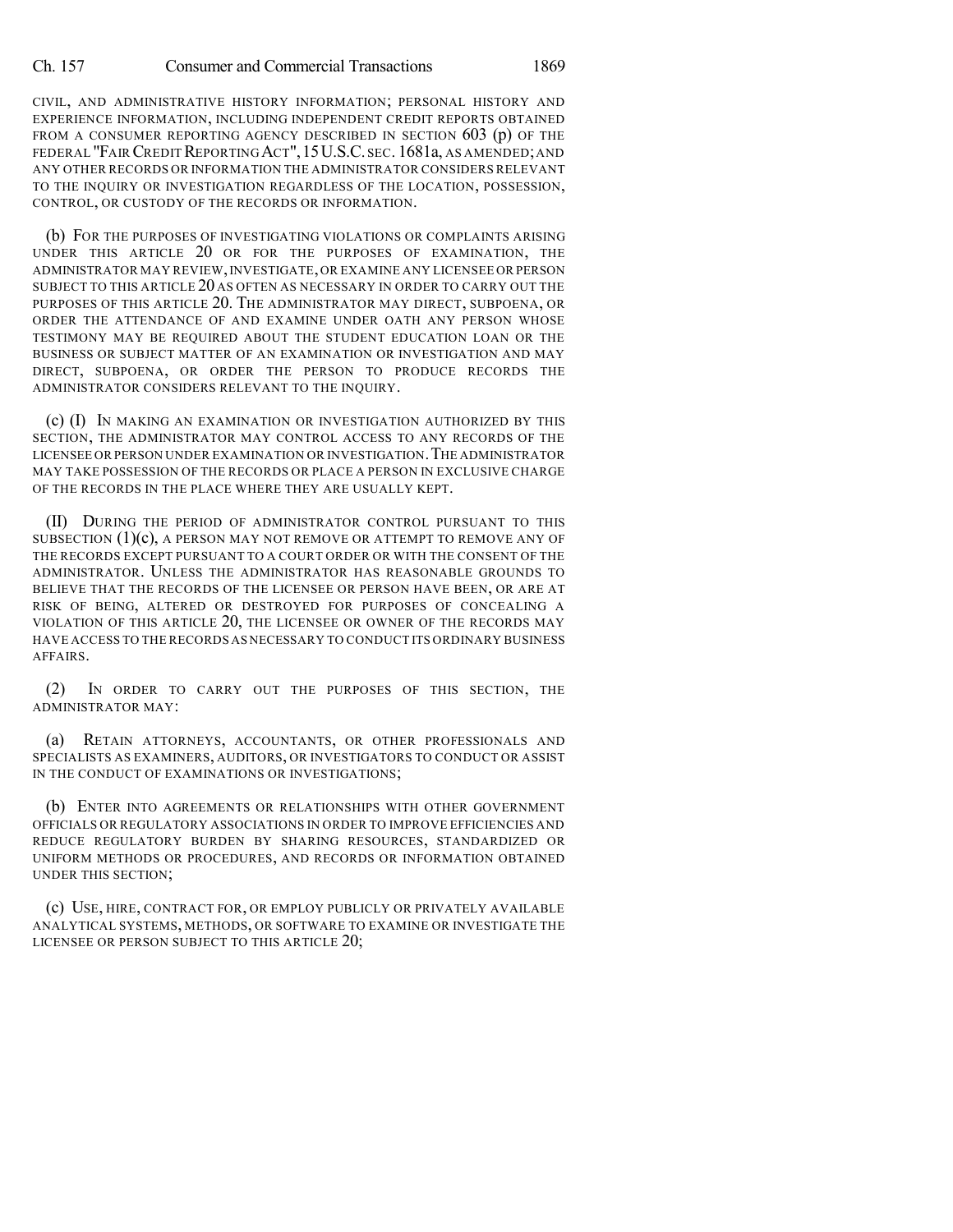CIVIL, AND ADMINISTRATIVE HISTORY INFORMATION; PERSONAL HISTORY AND EXPERIENCE INFORMATION, INCLUDING INDEPENDENT CREDIT REPORTS OBTAINED FROM A CONSUMER REPORTING AGENCY DESCRIBED IN SECTION 603 (p) OF THE FEDERAL "FAIR CREDIT REPORTING ACT", 15 U.S.C. SEC. 1681a, AS AMENDED; AND ANY OTHER RECORDS OR INFORMATION THE ADMINISTRATOR CONSIDERS RELEVANT TO THE INQUIRY OR INVESTIGATION REGARDLESS OF THE LOCATION, POSSESSION, CONTROL, OR CUSTODY OF THE RECORDS OR INFORMATION.

(b) FOR THE PURPOSES OF INVESTIGATING VIOLATIONS OR COMPLAINTS ARISING UNDER THIS ARTICLE 20 OR FOR THE PURPOSES OF EXAMINATION, THE ADMINISTRATOR MAY REVIEW, INVESTIGATE, OR EXAMINE ANY LICENSEE OR PERSON SUBJECT TO THIS ARTICLE 20 AS OFTEN AS NECESSARY IN ORDER TO CARRY OUT THE PURPOSES OF THIS ARTICLE 20. THE ADMINISTRATOR MAY DIRECT, SUBPOENA, OR ORDER THE ATTENDANCE OF AND EXAMINE UNDER OATH ANY PERSON WHOSE TESTIMONY MAY BE REQUIRED ABOUT THE STUDENT EDUCATION LOAN OR THE BUSINESS OR SUBJECT MATTER OF AN EXAMINATION OR INVESTIGATION AND MAY DIRECT, SUBPOENA, OR ORDER THE PERSON TO PRODUCE RECORDS THE ADMINISTRATOR CONSIDERS RELEVANT TO THE INQUIRY.

(c) (I) IN MAKING AN EXAMINATION OR INVESTIGATION AUTHORIZED BY THIS SECTION, THE ADMINISTRATOR MAY CONTROL ACCESS TO ANY RECORDS OF THE LICENSEE OR PERSON UNDER EXAMINATION OR INVESTIGATION. THE ADMINISTRATOR MAY TAKE POSSESSION OF THE RECORDS OR PLACE A PERSON IN EXCLUSIVE CHARGE OF THE RECORDS IN THE PLACE WHERE THEY ARE USUALLY KEPT.

(II) DURING THE PERIOD OF ADMINISTRATOR CONTROL PURSUANT TO THIS SUBSECTION (1)(c), A PERSON MAY NOT REMOVE OR ATTEMPT TO REMOVE ANY OF THE RECORDS EXCEPT PURSUANT TO A COURT ORDER OR WITH THE CONSENT OF THE ADMINISTRATOR. UNLESS THE ADMINISTRATOR HAS REASONABLE GROUNDS TO BELIEVE THAT THE RECORDS OF THE LICENSEE OR PERSON HAVE BEEN, OR ARE AT RISK OF BEING, ALTERED OR DESTROYED FOR PURPOSES OF CONCEALING A VIOLATION OF THIS ARTICLE 20, THE LICENSEE OR OWNER OF THE RECORDS MAY HAVE ACCESS TO THE RECORDS AS NECESSARY TO CONDUCT ITS ORDINARY BUSINESS AFFAIRS.

(2) IN ORDER TO CARRY OUT THE PURPOSES OF THIS SECTION, THE ADMINISTRATOR MAY:

(a) RETAIN ATTORNEYS, ACCOUNTANTS, OR OTHER PROFESSIONALS AND SPECIALISTS AS EXAMINERS, AUDITORS, OR INVESTIGATORS TO CONDUCT OR ASSIST IN THE CONDUCT OF EXAMINATIONS OR INVESTIGATIONS;

(b) ENTER INTO AGREEMENTS OR RELATIONSHIPS WITH OTHER GOVERNMENT OFFICIALS OR REGULATORY ASSOCIATIONS IN ORDER TO IMPROVE EFFICIENCIES AND REDUCE REGULATORY BURDEN BY SHARING RESOURCES, STANDARDIZED OR UNIFORM METHODS OR PROCEDURES, AND RECORDS OR INFORMATION OBTAINED UNDER THIS SECTION;

(c) USE, HIRE, CONTRACT FOR, OR EMPLOY PUBLICLY OR PRIVATELY AVAILABLE ANALYTICAL SYSTEMS, METHODS, OR SOFTWARE TO EXAMINE OR INVESTIGATE THE LICENSEE OR PERSON SUBJECT TO THIS ARTICLE 20;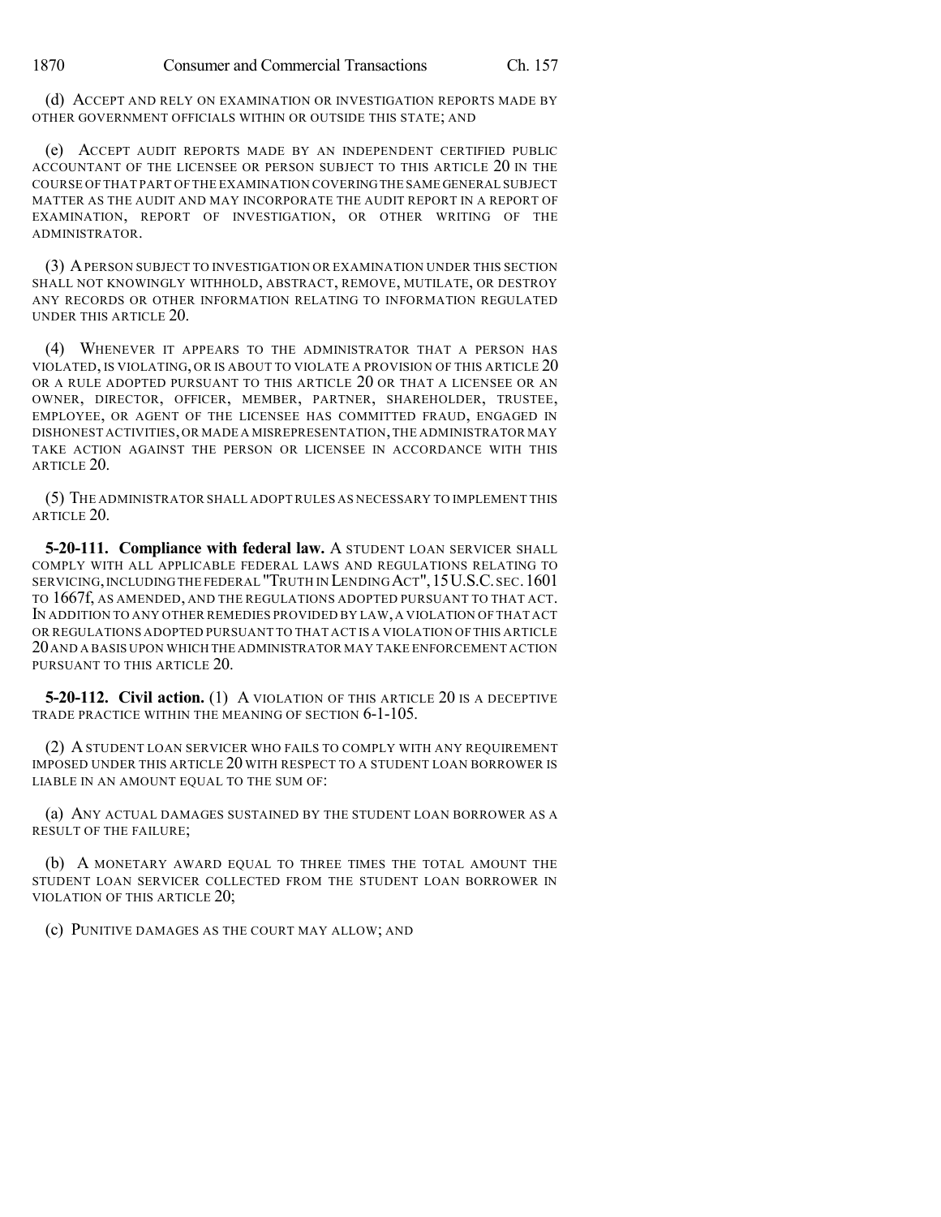(d) ACCEPT AND RELY ON EXAMINATION OR INVESTIGATION REPORTS MADE BY OTHER GOVERNMENT OFFICIALS WITHIN OR OUTSIDE THIS STATE; AND

(e) ACCEPT AUDIT REPORTS MADE BY AN INDEPENDENT CERTIFIED PUBLIC ACCOUNTANT OF THE LICENSEE OR PERSON SUBJECT TO THIS ARTICLE 20 IN THE COURSE OF THAT PART OF THE EXAMINATION COVERING THE SAME GENERAL SUBJECT MATTER AS THE AUDIT AND MAY INCORPORATE THE AUDIT REPORT IN A REPORT OF EXAMINATION, REPORT OF INVESTIGATION, OR OTHER WRITING OF THE ADMINISTRATOR.

(3) A PERSON SUBJECT TO INVESTIGATION OR EXAMINATION UNDER THIS SECTION SHALL NOT KNOWINGLY WITHHOLD, ABSTRACT, REMOVE, MUTILATE, OR DESTROY ANY RECORDS OR OTHER INFORMATION RELATING TO INFORMATION REGULATED UNDER THIS ARTICLE 20.

(4) WHENEVER IT APPEARS TO THE ADMINISTRATOR THAT A PERSON HAS VIOLATED, IS VIOLATING, OR IS ABOUT TO VIOLATE A PROVISION OF THIS ARTICLE 20 OR A RULE ADOPTED PURSUANT TO THIS ARTICLE 20 OR THAT A LICENSEE OR AN OWNER, DIRECTOR, OFFICER, MEMBER, PARTNER, SHAREHOLDER, TRUSTEE, EMPLOYEE, OR AGENT OF THE LICENSEE HAS COMMITTED FRAUD, ENGAGED IN DISHONEST ACTIVITIES, OR MADE A MISREPRESENTATION, THE ADMINISTRATOR MAY TAKE ACTION AGAINST THE PERSON OR LICENSEE IN ACCORDANCE WITH THIS ARTICLE 20.

(5) THE ADMINISTRATOR SHALL ADOPT RULES AS NECESSARY TO IMPLEMENT THIS ARTICLE 20.

**5-20-111. Compliance with federal law.** A STUDENT LOAN SERVICER SHALL COMPLY WITH ALL APPLICABLE FEDERAL LAWS AND REGULATIONS RELATING TO SERVICING, INCLUDING THE FEDERAL "TRUTH IN LENDING ACT", 15 U.S.C. SEC. 1601 TO 1667f, AS AMENDED, AND THE REGULATIONS ADOPTED PURSUANT TO THAT ACT. IN ADDITION TO ANY OTHER REMEDIES PROVIDED BY LAW, A VIOLATION OF THAT ACT OR REGULATIONS ADOPTED PURSUANT TO THAT ACT IS A VIOLATION OF THIS ARTICLE 20 AND A BASIS UPON WHICH THE ADMINISTRATOR MAY TAKE ENFORCEMENT ACTION PURSUANT TO THIS ARTICLE 20.

**5-20-112. Civil action.** (1) A VIOLATION OF THIS ARTICLE 20 IS A DECEPTIVE TRADE PRACTICE WITHIN THE MEANING OF SECTION 6-1-105.

(2) A STUDENT LOAN SERVICER WHO FAILS TO COMPLY WITH ANY REQUIREMENT IMPOSED UNDER THIS ARTICLE 20 WITH RESPECT TO A STUDENT LOAN BORROWER IS LIABLE IN AN AMOUNT EQUAL TO THE SUM OF:

(a) ANY ACTUAL DAMAGES SUSTAINED BY THE STUDENT LOAN BORROWER AS A RESULT OF THE FAILURE;

(b) A MONETARY AWARD EQUAL TO THREE TIMES THE TOTAL AMOUNT THE STUDENT LOAN SERVICER COLLECTED FROM THE STUDENT LOAN BORROWER IN VIOLATION OF THIS ARTICLE 20;

(c) PUNITIVE DAMAGES AS THE COURT MAY ALLOW; AND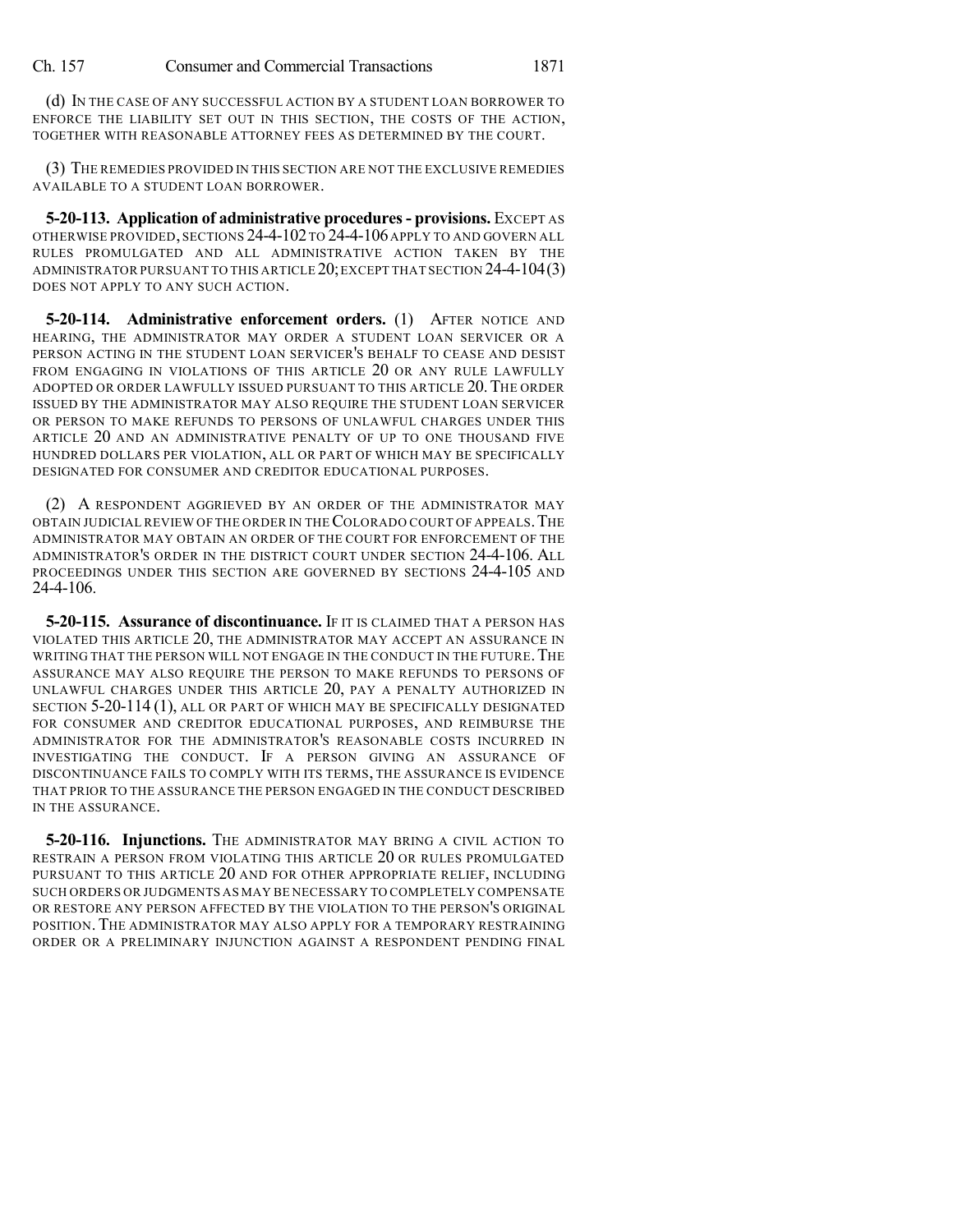(d) IN THE CASE OF ANY SUCCESSFUL ACTION BY A STUDENT LOAN BORROWER TO ENFORCE THE LIABILITY SET OUT IN THIS SECTION, THE COSTS OF THE ACTION, TOGETHER WITH REASONABLE ATTORNEY FEES AS DETERMINED BY THE COURT.

(3) THE REMEDIES PROVIDED IN THIS SECTION ARE NOT THE EXCLUSIVE REMEDIES AVAILABLE TO A STUDENT LOAN BORROWER.

**5-20-113. Application of administrative procedures - provisions.** EXCEPT AS OTHERWISE PROVIDED, SECTIONS 24-4-102 TO 24-4-106 APPLY TO AND GOVERN ALL RULES PROMULGATED AND ALL ADMINISTRATIVE ACTION TAKEN BY THE ADMINISTRATOR PURSUANT TO THIS ARTICLE 20; EXCEPT THAT SECTION 24-4-104 (3) DOES NOT APPLY TO ANY SUCH ACTION.

**5-20-114. Administrative enforcement orders.** (1) AFTER NOTICE AND HEARING, THE ADMINISTRATOR MAY ORDER A STUDENT LOAN SERVICER OR A PERSON ACTING IN THE STUDENT LOAN SERVICER'S BEHALF TO CEASE AND DESIST FROM ENGAGING IN VIOLATIONS OF THIS ARTICLE 20 OR ANY RULE LAWFULLY ADOPTED OR ORDER LAWFULLY ISSUED PURSUANT TO THIS ARTICLE 20. THE ORDER ISSUED BY THE ADMINISTRATOR MAY ALSO REQUIRE THE STUDENT LOAN SERVICER OR PERSON TO MAKE REFUNDS TO PERSONS OF UNLAWFUL CHARGES UNDER THIS ARTICLE 20 AND AN ADMINISTRATIVE PENALTY OF UP TO ONE THOUSAND FIVE HUNDRED DOLLARS PER VIOLATION, ALL OR PART OF WHICH MAY BE SPECIFICALLY DESIGNATED FOR CONSUMER AND CREDITOR EDUCATIONAL PURPOSES.

(2) A RESPONDENT AGGRIEVED BY AN ORDER OF THE ADMINISTRATOR MAY OBTAIN JUDICIAL REVIEW OF THE ORDER IN THE COLORADO COURT OF APPEALS. THE ADMINISTRATOR MAY OBTAIN AN ORDER OF THE COURT FOR ENFORCEMENT OF THE ADMINISTRATOR'S ORDER IN THE DISTRICT COURT UNDER SECTION 24-4-106. ALL PROCEEDINGS UNDER THIS SECTION ARE GOVERNED BY SECTIONS 24-4-105 AND 24-4-106.

**5-20-115. Assurance of discontinuance.** IF IT IS CLAIMED THAT A PERSON HAS VIOLATED THIS ARTICLE 20, THE ADMINISTRATOR MAY ACCEPT AN ASSURANCE IN WRITING THAT THE PERSON WILL NOT ENGAGE IN THE CONDUCT IN THE FUTURE. THE ASSURANCE MAY ALSO REQUIRE THE PERSON TO MAKE REFUNDS TO PERSONS OF UNLAWFUL CHARGES UNDER THIS ARTICLE 20, PAY A PENALTY AUTHORIZED IN SECTION 5-20-114 (1), ALL OR PART OF WHICH MAY BE SPECIFICALLY DESIGNATED FOR CONSUMER AND CREDITOR EDUCATIONAL PURPOSES, AND REIMBURSE THE ADMINISTRATOR FOR THE ADMINISTRATOR'S REASONABLE COSTS INCURRED IN INVESTIGATING THE CONDUCT. IF A PERSON GIVING AN ASSURANCE OF DISCONTINUANCE FAILS TO COMPLY WITH ITS TERMS, THE ASSURANCE IS EVIDENCE THAT PRIOR TO THE ASSURANCE THE PERSON ENGAGED IN THE CONDUCT DESCRIBED IN THE ASSURANCE.

**5-20-116. Injunctions.** THE ADMINISTRATOR MAY BRING A CIVIL ACTION TO RESTRAIN A PERSON FROM VIOLATING THIS ARTICLE 20 OR RULES PROMULGATED PURSUANT TO THIS ARTICLE 20 AND FOR OTHER APPROPRIATE RELIEF, INCLUDING SUCH ORDERS OR JUDGMENTS AS MAY BE NECESSARY TO COMPLETELY COMPENSATE OR RESTORE ANY PERSON AFFECTED BY THE VIOLATION TO THE PERSON'S ORIGINAL POSITION. THE ADMINISTRATOR MAY ALSO APPLY FOR A TEMPORARY RESTRAINING ORDER OR A PRELIMINARY INJUNCTION AGAINST A RESPONDENT PENDING FINAL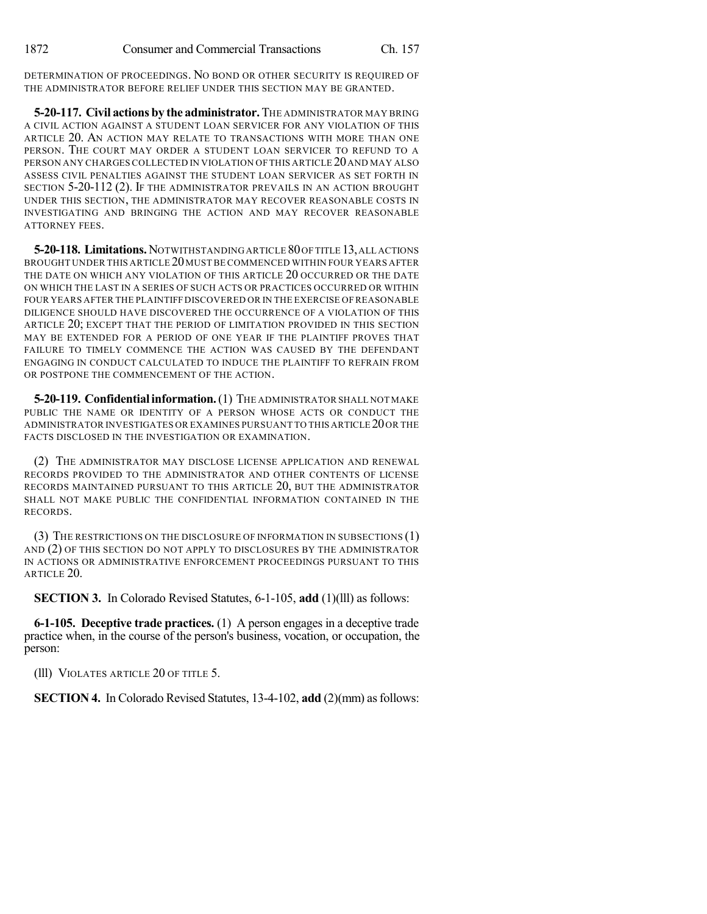DETERMINATION OF PROCEEDINGS. NO BOND OR OTHER SECURITY IS REQUIRED OF THE ADMINISTRATOR BEFORE RELIEF UNDER THIS SECTION MAY BE GRANTED.

**5-20-117. Civil actions by the administrator.** THE ADMINISTRATOR MAY BRING A CIVIL ACTION AGAINST A STUDENT LOAN SERVICER FOR ANY VIOLATION OF THIS ARTICLE 20. AN ACTION MAY RELATE TO TRANSACTIONS WITH MORE THAN ONE PERSON. THE COURT MAY ORDER A STUDENT LOAN SERVICER TO REFUND TO A PERSON ANY CHARGES COLLECTED IN VIOLATION OF THIS ARTICLE 20 AND MAY ALSO ASSESS CIVIL PENALTIES AGAINST THE STUDENT LOAN SERVICER AS SET FORTH IN SECTION 5-20-112 (2). IF THE ADMINISTRATOR PREVAILS IN AN ACTION BROUGHT UNDER THIS SECTION, THE ADMINISTRATOR MAY RECOVER REASONABLE COSTS IN INVESTIGATING AND BRINGING THE ACTION AND MAY RECOVER REASONABLE ATTORNEY FEES.

**5-20-118. Limitations.** NOTWITHSTANDING ARTICLE 80 OF TITLE 13, ALL ACTIONS BROUGHT UNDER THIS ARTICLE 20 MUST BE COMMENCED WITHIN FOUR YEARS AFTER THE DATE ON WHICH ANY VIOLATION OF THIS ARTICLE 20 OCCURRED OR THE DATE ON WHICH THE LAST IN A SERIES OF SUCH ACTS OR PRACTICES OCCURRED OR WITHIN FOUR YEARS AFTER THE PLAINTIFF DISCOVERED OR IN THE EXERCISE OF REASONABLE DILIGENCE SHOULD HAVE DISCOVERED THE OCCURRENCE OF A VIOLATION OF THIS ARTICLE 20; EXCEPT THAT THE PERIOD OF LIMITATION PROVIDED IN THIS SECTION MAY BE EXTENDED FOR A PERIOD OF ONE YEAR IF THE PLAINTIFF PROVES THAT FAILURE TO TIMELY COMMENCE THE ACTION WAS CAUSED BY THE DEFENDANT ENGAGING IN CONDUCT CALCULATED TO INDUCE THE PLAINTIFF TO REFRAIN FROM OR POSTPONE THE COMMENCEMENT OF THE ACTION.

**5-20-119. Confidential information.** (1) THE ADMINISTRATOR SHALL NOT MAKE PUBLIC THE NAME OR IDENTITY OF A PERSON WHOSE ACTS OR CONDUCT THE ADMINISTRATOR INVESTIGATES OR EXAMINES PURSUANT TO THIS ARTICLE 20 OR THE FACTS DISCLOSED IN THE INVESTIGATION OR EXAMINATION.

(2) THE ADMINISTRATOR MAY DISCLOSE LICENSE APPLICATION AND RENEWAL RECORDS PROVIDED TO THE ADMINISTRATOR AND OTHER CONTENTS OF LICENSE RECORDS MAINTAINED PURSUANT TO THIS ARTICLE 20, BUT THE ADMINISTRATOR SHALL NOT MAKE PUBLIC THE CONFIDENTIAL INFORMATION CONTAINED IN THE RECORDS.

(3) THE RESTRICTIONS ON THE DISCLOSURE OF INFORMATION IN SUBSECTIONS (1) AND (2) OF THIS SECTION DO NOT APPLY TO DISCLOSURES BY THE ADMINISTRATOR IN ACTIONS OR ADMINISTRATIVE ENFORCEMENT PROCEEDINGS PURSUANT TO THIS ARTICLE 20.

**SECTION 3.** In Colorado Revised Statutes, 6-1-105, **add** (1)(lll) as follows:

**6-1-105. Deceptive trade practices.** (1) A person engages in a deceptive trade practice when, in the course of the person's business, vocation, or occupation, the person:

(lll) VIOLATES ARTICLE 20 OF TITLE 5.

**SECTION 4.** In Colorado Revised Statutes, 13-4-102, **add** (2)(mm) as follows: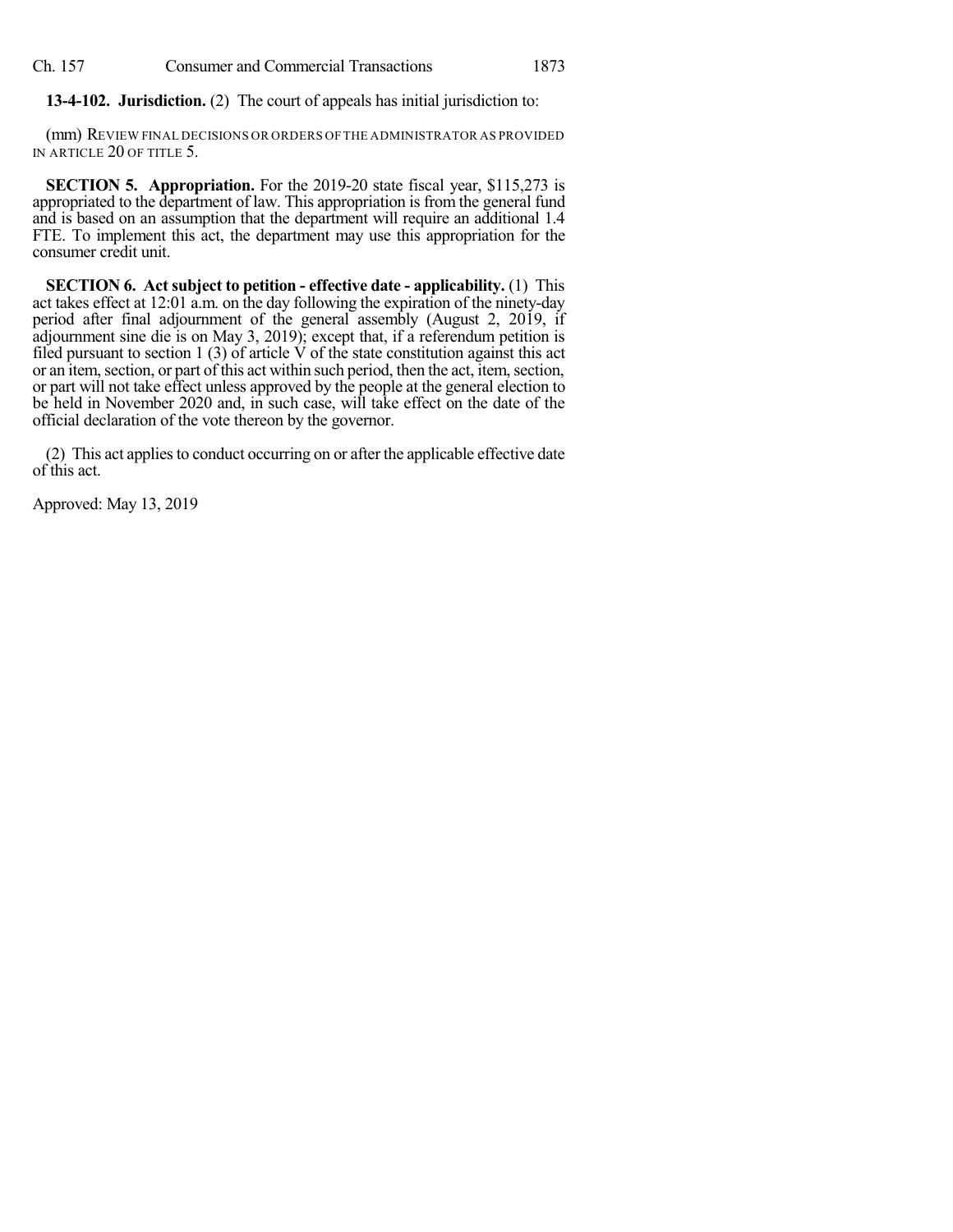**13-4-102. Jurisdiction.** (2) The court of appeals has initial jurisdiction to:

(mm) REVIEW FINAL DECISIONS OR ORDERS OF THE ADMINISTRATOR AS PROVIDED IN ARTICLE 20 OF TITLE 5.

**SECTION 5. Appropriation.** For the 2019-20 state fiscal year, $115,273 is appropriated to the department of law. This appropriation is from the general fund and is based on an assumption that the department will require an additional 1.4 FTE. To implement this act, the department may use this appropriation for the consumer credit unit.

**SECTION 6. Act subject to petition - effective date - applicability.** (1) This act takes effect at 12:01 a.m. on the day following the expiration of the ninety-day period after final adjournment of the general assembly (August 2, 2019, if adjournment sine die is on May 3, 2019); except that, if a referendum petition is filed pursuant to section 1 (3) of article V of the state constitution against this act or an item, section, or part of this act within such period, then the act, item, section, or part will not take effect unless approved by the people at the general election to be held in November 2020 and, in such case, will take effect on the date of the official declaration of the vote thereon by the governor.

(2) This act applies to conduct occurring on or after the applicable effective date of this act.

Approved: May 13, 2019